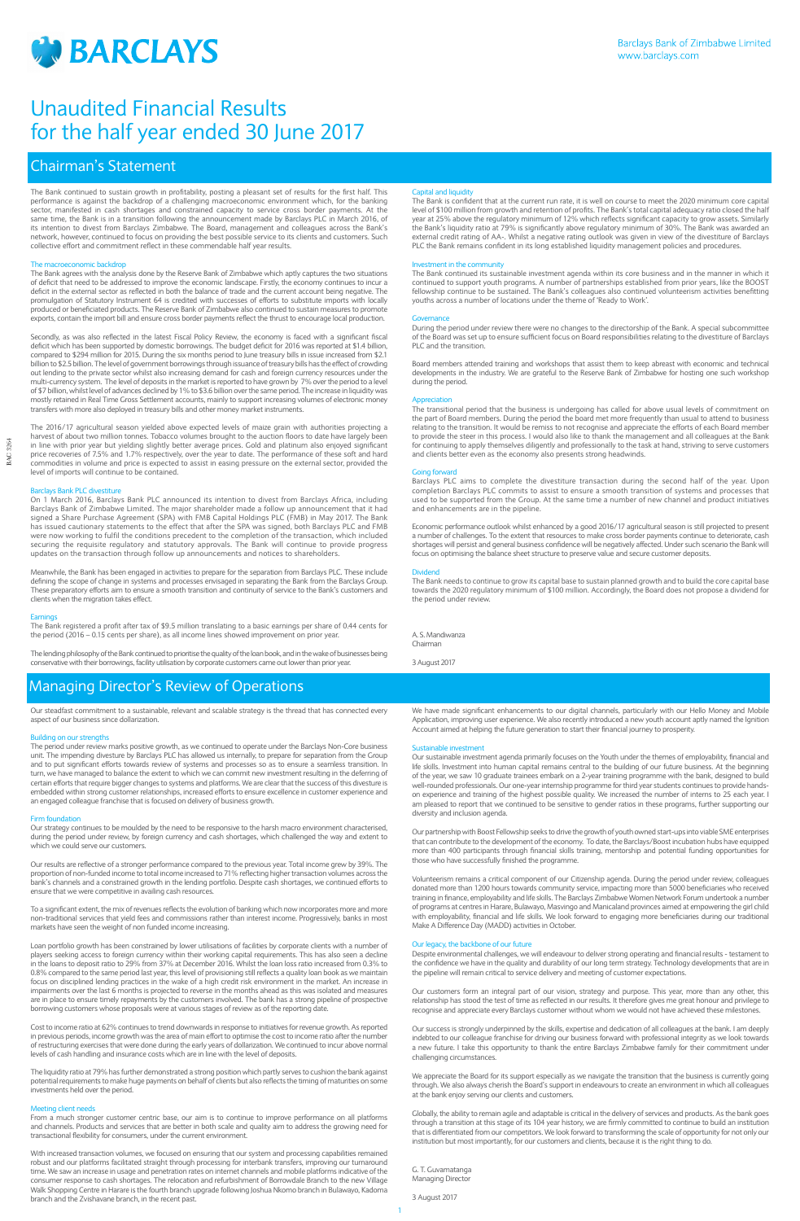# BARCLAYS

Barclays Bank of Zimbabwe Limited
www.barclays.com

# Unaudited Financial Results for the half year ended 30 June 2017

## Chairman's Statement

The Bank continued to sustain growth in profitability, posting a pleasant set of results for the first half. This performance is against the backdrop of a challenging macroeconomic environment which, for the banking sector, manifested in cash shortages and constrained capacity to service cross border payments. At the same time, the Bank is in a transition following the announcement made by Barclays PLC in March 2016, of its intention to divest from Barclays Zimbabwe. The Board, management and colleagues across the Bank's network, however, continued to focus on providing the best possible service to its clients and customers. Such collective effort and commitment reflect in these commendable half year results.

### The macroeconomic backdrop

The Bank agrees with the analysis done by the Reserve Bank of Zimbabwe which aptly captures the two situations of deficit that need to be addressed to improve the economic landscape. Firstly, the economy continues to incur a deficit in the external sector as reflected in both the balance of trade and the current account being negative. The promulgation of Statutory Instrument 64 is credited with successes of efforts to substitute imports with locally produced or beneficiated products. The Reserve Bank of Zimbabwe also continued to sustain measures to promote exports, contain the import bill and ensure cross border payments reflect the thrust to encourage local production.

Secondly, as was also reflected in the latest Fiscal Policy Review, the economy is faced with a significant fiscal deficit which has been supported by domestic borrowings. The budget deficit for 2016 was reported at $1.4 billion, compared to $294 million for 2015. During the six months period to June treasury bills in issue increased from $2.1 billion to $2.5 billion. The level of government borrowings through issuance of treasury bills has the effect of crowding out lending to the private sector whilst also increasing demand for cash and foreign currency resources under the multi-currency system. The level of deposits in the market is reported to have grown by 7% over the period to a level of $7 billion, whilst level of advances declined by 1% to $3.6 billion over the same period. The increase in liquidity was mostly retained in Real Time Gross Settlement accounts, mainly to support increasing volumes of electronic money transfers with more also deployed in treasury bills and other money market instruments.

The 2016/17 agricultural season yielded above expected levels of maize grain with authorities projecting a harvest of about two million tonnes. Tobacco volumes brought to the auction floors to date have largely been in line with prior year but yielding slightly better average prices. Gold and platinum also enjoyed significant price recoveries of 7.5% and 1.7% respectively, over the year to date. The performance of these soft and hard commodities in volume and price is expected to assist in easing pressure on the external sector, provided the level of imports will continue to be contained.

### Barclays Bank PLC divestiture

On 1 March 2016, Barclays Bank PLC announced its intention to divest from Barclays Africa, including Barclays Bank of Zimbabwe Limited. The major shareholder made a follow up announcement that it had signed a Share Purchase Agreement (SPA) with FMB Capital Holdings PLC (FMB) in May 2017. The Bank has issued cautionary statements to the effect that after the SPA was signed, both Barclays PLC and FMB were now working to fulfil the conditions precedent to the completion of the transaction, which included securing the requisite regulatory and statutory approvals. The Bank will continue to provide progress updates on the transaction through follow up announcements and notices to shareholders.

Meanwhile, the Bank has been engaged in activities to prepare for the separation from Barclays PLC. These include defining the scope of change in systems and processes envisaged in separating the Bank from the Barclays Group. These preparatory efforts aim to ensure a smooth transition and continuity of service to the Bank's customers and clients when the migration takes effect.

### Earnings

The Bank registered a profit after tax of $9.5 million translating to a basic earnings per share of 0.44 cents for the period (2016 – 0.15 cents per share), as all income lines showed improvement on prior year.

The lending philosophy of the Bank continued to prioritise the quality of the loan book, and in the wake of businesses being conservative with their borrowings, facility utilisation by corporate customers came out lower than prior year.

### Capital and liquidity

The Bank is confident that at the current run rate, it is well on course to meet the 2020 minimum core capital level of $100 million from growth and retention of profits. The Bank's total capital adequacy ratio closed the half year at 25% above the regulatory minimum of 12% which reflects significant capacity to grow assets. Similarly the Bank's liquidity ratio at 79% is significantly above regulatory minimum of 30%. The Bank was awarded an external credit rating of AA-. Whilst a negative rating outlook was given in view of the divestiture of Barclays PLC the Bank remains confident in its long established liquidity management policies and procedures.

### Investment in the community

The Bank continued its sustainable investment agenda within its core business and in the manner in which it continued to support youth programs. A number of partnerships established from prior years, like the BOOST fellowship continue to be sustained. The Bank's colleagues also continued volunteerism activities benefitting youths across a number of locations under the theme of 'Ready to Work'.

### Governance

During the period under review there were no changes to the directorship of the Bank. A special subcommittee of the Board was set up to ensure sufficient focus on Board responsibilities relating to the divestiture of Barclays PLC and the transition.

Board members attended training and workshops that assist them to keep abreast with economic and technical developments in the industry. We are grateful to the Reserve Bank of Zimbabwe for hosting one such workshop during the period.

### Appreciation

The transitional period that the business is undergoing has called for above usual levels of commitment on the part of Board members. During the period the board met more frequently than usual to attend to business relating to the transition. It would be remiss to not recognise and appreciate the efforts of each Board member to provide the steer in this process. I would also like to thank the management and all colleagues at the Bank for continuing to apply themselves diligently and professionally to the task at hand, striving to serve customers and clients better even as the economy also presents strong headwinds.

### Going forward

Barclays PLC aims to complete the divestiture transaction during the second half of the year. Upon completion Barclays PLC commits to assist to ensure a smooth transition of systems and processes that used to be supported from the Group. At the same time a number of new channel and product initiatives and enhancements are in the pipeline.

Economic performance outlook whilst enhanced by a good 2016/17 agricultural season is still projected to present a number of challenges. To the extent that resources to make cross border payments continue to deteriorate, cash shortages will persist and general business confidence will be negatively affected. Under such scenario the Bank will focus on optimising the balance sheet structure to preserve value and secure customer deposits.

### Dividend

The Bank needs to continue to grow its capital base to sustain planned growth and to build the core capital base towards the 2020 regulatory minimum of $100 million. Accordingly, the Board does not propose a dividend for the period under review.

A. S. Mandiwanza
Chairman

3 August 2017

## Managing Director's Review of Operations

Our steadfast commitment to a sustainable, relevant and scalable strategy is the thread that has connected every aspect of our business since dollarization.

### Building on our strengths

The period under review marks positive growth, as we continued to operate under the Barclays Non-Core business unit. The impending divesture by Barclays PLC has allowed us internally, to prepare for separation from the Group and to put significant efforts towards review of systems and processes so as to ensure a seamless transition. In turn, we have managed to balance the extent to which we can commit new investment resulting in the deferring of certain efforts that require bigger changes to systems and platforms. We are clear that the success of this divesture is embedded within strong customer relationships, increased efforts to ensure excellence in customer experience and an engaged colleague franchise that is focused on delivery of business growth.

### Firm foundation

Our strategy continues to be moulded by the need to be responsive to the harsh macro environment characterised, during the period under review, by foreign currency and cash shortages, which challenged the way and extent to which we could serve our customers.

Our results are reflective of a stronger performance compared to the previous year. Total income grew by 39%. The proportion of non-funded income to total income increased to 71% reflecting higher transaction volumes across the bank's channels and a constrained growth in the lending portfolio. Despite cash shortages, we continued efforts to ensure that we were competitive in availing cash resources.

To a significant extent, the mix of revenues reflects the evolution of banking which now incorporates more and more non-traditional services that yield fees and commissions rather than interest income. Progressively, banks in most markets have seen the weight of non funded income increasing.

Loan portfolio growth has been constrained by lower utilisations of facilities by corporate clients with a number of players seeking access to foreign currency within their working capital requirements. This has also seen a decline in the loans to deposit ratio to 29% from 37% at December 2016. Whilst the loan loss ratio increased from 0.3% to 0.8% compared to the same period last year, this level of provisioning still reflects a quality loan book as we maintain focus on disciplined lending practices in the wake of a high credit risk environment in the market. An increase in impairments over the last 6 months is projected to reverse in the months ahead as this was isolated and measures are in place to ensure timely repayments by the customers involved. The bank has a strong pipeline of prospective borrowing customers whose proposals were at various stages of review as of the reporting date.

Cost to income ratio at 62% continues to trend downwards in response to initiatives for revenue growth. As reported in previous periods, income growth was the area of main effort to optimise the cost to income ratio after the number of restructuring exercises that were done during the early years of dollarization. We continued to incur above normal levels of cash handling and insurance costs which are in line with the level of deposits.

The liquidity ratio at 79% has further demonstrated a strong position which partly serves to cushion the bank against potential requirements to make huge payments on behalf of clients but also reflects the timing of maturities on some investments held over the period.

### Meeting client needs

From a much stronger customer centric base, our aim is to continue to improve performance on all platforms and channels. Products and services that are better in both scale and quality aim to address the growing need for transactional flexibility for consumers, under the current environment.

With increased transaction volumes, we focused on ensuring that our system and processing capabilities remained robust and our platforms facilitated straight through processing for interbank transfers, improving our turnaround time. We saw an increase in usage and penetration rates on internet channels and mobile platforms indicative of the consumer response to cash shortages. The relocation and refurbishment of Borrowdale Branch to the new Village Walk Shopping Centre in Harare is the fourth branch upgrade following Joshua Nkomo branch in Bulawayo, Kadoma branch and the Zvishavane branch, in the recent past.

We have made significant enhancements to our digital channels, particularly with our Hello Money and Mobile Application, improving user experience. We also recently introduced a new youth account aptly named the Ignition Account aimed at helping the future generation to start their financial journey to prosperity.

### Sustainable investment

Our sustainable investment agenda primarily focuses on the Youth under the themes of employability, financial and life skills. Investment into human capital remains central to the building of our future business. At the beginning of the year, we saw 10 graduate trainees embark on a 2-year training programme with the bank, designed to build well-rounded professionals. Our one-year internship programme for third year students continues to provide hands-on experience and training of the highest possible quality. We increased the number of interns to 25 each year. I am pleased to report that we continued to be sensitive to gender ratios in these programs, further supporting our diversity and inclusion agenda.

Our partnership with Boost Fellowship seeks to drive the growth of youth owned start-ups into viable SME enterprises that can contribute to the development of the economy. To date, the Barclays/Boost incubation hubs have equipped more than 400 participants through financial skills training, mentorship and potential funding opportunities for those who have successfully finished the programme.

Volunteerism remains a critical component of our Citizenship agenda. During the period under review, colleagues donated more than 1200 hours towards community service, impacting more than 5000 beneficiaries who received training in finance, employability and life skills. The Barclays Zimbabwe Women Network Forum undertook a number of programs at centres in Harare, Bulawayo, Masvingo and Manicaland provinces aimed at empowering the girl child with employability, financial and life skills. We look forward to engaging more beneficiaries during our traditional Make A Difference Day (MADD) activities in October.

### Our legacy, the backbone of our future

Despite environmental challenges, we will endeavour to deliver strong operating and financial results - testament to the confidence we have in the quality and durability of our long term strategy. Technology developments that are in the pipeline will remain critical to service delivery and meeting of customer expectations.

Our customers form an integral part of our vision, strategy and purpose. This year, more than any other, this relationship has stood the test of time as reflected in our results. It therefore gives me great honour and privilege to recognise and appreciate every Barclays customer without whom we would not have achieved these milestones.

Our success is strongly underpinned by the skills, expertise and dedication of all colleagues at the bank. I am deeply indebted to our colleague franchise for driving our business forward with professional integrity as we look towards a new future. I take this opportunity to thank the entire Barclays Zimbabwe family for their commitment under challenging circumstances.

We appreciate the Board for its support especially as we navigate the transition that the business is currently going through. We also always cherish the Board's support in endeavours to create an environment in which all colleagues at the bank enjoy serving our clients and customers.

Globally, the ability to remain agile and adaptable is critical in the delivery of services and products. As the bank goes through a transition at this stage of its 104 year history, we are firmly committed to continue to build an institution that is differentiated from our competitors. We look forward to transforming the scale of opportunity for not only our institution but most importantly, for our customers and clients, because it is the right thing to do.

G. T. Guvamatanga
Managing Director

3 August 2017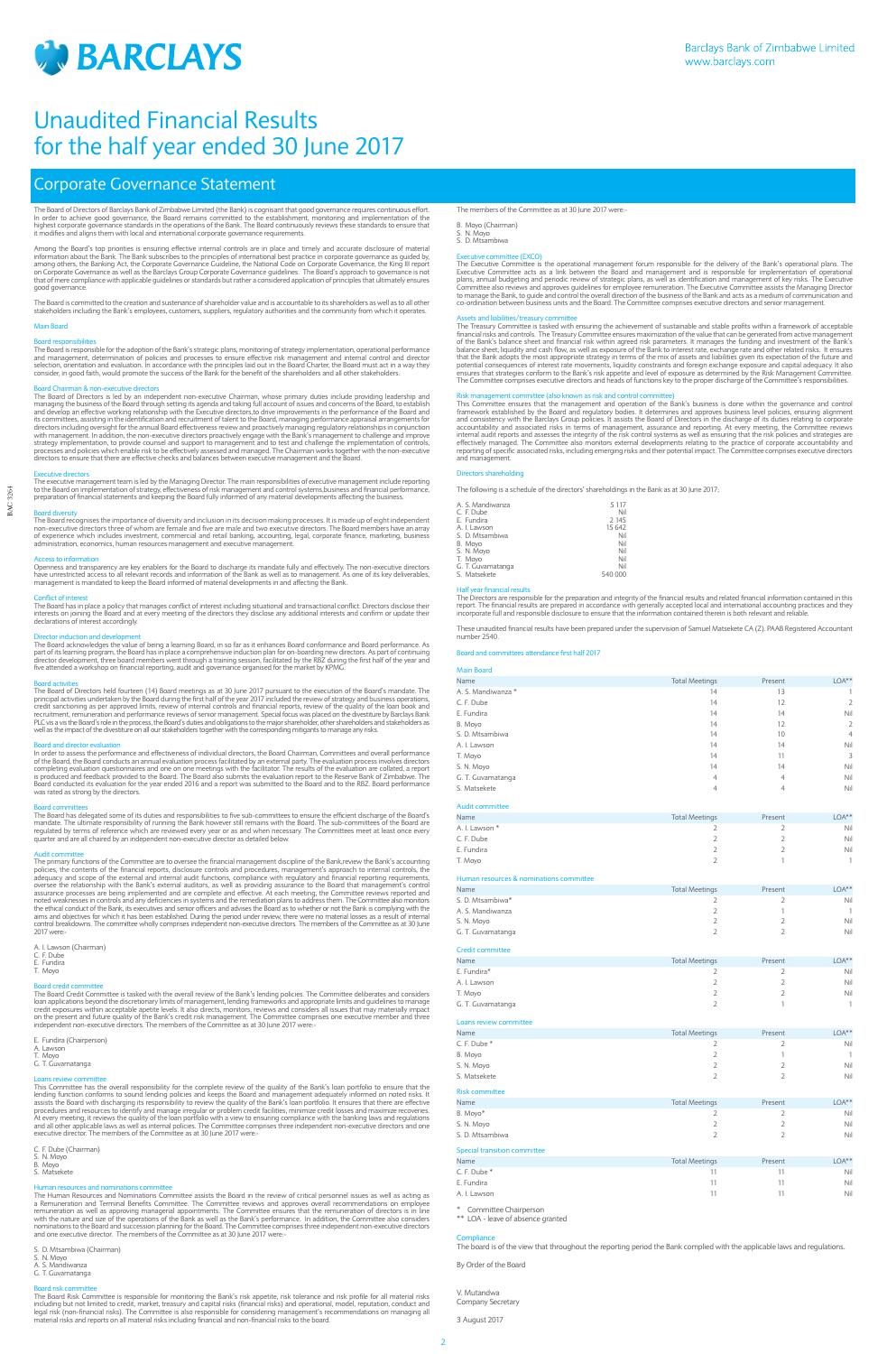# BARCLAYS

Barclays Bank of Zimbabwe Limited
www.barclays.com

# Unaudited Financial Results for the half year ended 30 June 2017

## Corporate Governance Statement

The Board of Directors of Barclays Bank of Zimbabwe Limited (the Bank) is cognisant that good governance requires continuous effort. In order to achieve good governance, the Board remains committed to the establishment, monitoring and implementation of the highest corporate governance standards in the operations of the Bank. The Board continuously reviews these standards to ensure that it modifies and aligns them with local and international corporate governance requirements.

Among the Board's top priorities is ensuring effective internal controls are in place and timely and accurate disclosure of material information about the Bank. The Bank subscribes to the principles of international best practice in corporate governance as guided by, among others, the Banking Act, the Corporate Governance Guideline, the National Code on Corporate Governance, the King III report on Corporate Governance as well as the Barclays Group Corporate Governance guidelines. The Board's approach to governance is not that of mere compliance with applicable guidelines or standards but rather a considered application of principles that ultimately ensures good governance.

The Board is committed to the creation and sustenance of shareholder value and is accountable to its shareholders as well as to all other stakeholders including the Bank's employees, customers, suppliers, regulatory authorities and the community from which it operates.

### Main Board

#### Board responsibilities

The Board is responsible for the adoption of the Bank's strategic plans, monitoring of strategy implementation, operational performance and management, determination of policies and processes to ensure effective risk management and internal control and director selection, orientation and evaluation. In accordance with the principles laid out in the Board Charter, the Board must act in a way they consider, in good faith, would promote the success of the Bank for the benefit of the shareholders and all other stakeholders.

#### Board Chairman & non-executive directors

The Board of Directors is led by an independent non-executive Chairman, whose primary duties include providing leadership and managing the business of the Board through setting its agenda and taking full account of issues and concerns of the Board, to establish and develop an effective working relationship with the Executive directors,to drive improvements in the performance of the Board and its committees, assisting in the identification and recruitment of talent to the Board, managing performance appraisal arrangements for directors including oversight for the annual Board effectiveness review and proactively managing regulatory relationships in conjunction with management. In addition, the non-executive directors proactively engage with the Bank's management to challenge and improve strategy implementation, to provide counsel and support to management and to test and challenge the implementation of controls, processes and policies which enable risk to be effectively assessed and managed. The Chairman works together with the non-executive directors to ensure that there are effective checks and balances between executive management and the Board.

#### Executive directors

The executive management team is led by the Managing Director. The main responsibilities of executive management include reporting to the Board on implementation of strategy, effectiveness of risk management and control systems,business and financial performance, preparation of financial statements and keeping the Board fully informed of any material developments affecting the business.

#### Board diversity

The Board recognises the importance of diversity and inclusion in its decision making processes. It is made up of eight independent non-executive directors three of whom are female and five are male and two executive directors. The Board members have an array of experience which includes investment, commercial and retail banking, accounting, legal, corporate finance, marketing, business administration, economics, human resources management and executive management.

#### Access to information

Openness and transparency are key enablers for the Board to discharge its mandate fully and effectively. The non-executive directors have unrestricted access to all relevant records and information of the Bank as well as to management. As one of its key deliverables, management is mandated to keep the Board informed of material developments in and affecting the Bank.

#### Conflict of interest

The Board has in place a policy that manages conflict of interest including situational and transactional conflict. Directors disclose their interests on joining the Board and at every meeting of the directors they disclose any additional interests and confirm or update their declarations of interest accordingly.

#### Director induction and development

The Board acknowledges the value of being a learning Board, in so far as it enhances Board conformance and Board performance. As part of its learning program, the Board has in place a comprehensive induction plan for on-boarding new directors. As part of continuing director development, three board members went through a training session, facilitated by the RBZ during the first half of the year and five attended a workshop on financial reporting, audit and governance organised for the market by KPMG.

#### Board activities

The Board of Directors held fourteen (14) Board meetings as at 30 June 2017 pursuant to the execution of the Board's mandate. The principal activities undertaken by the Board during the first half of the year 2017 included the review of strategy and business operations, credit sanctioning as per approved limits, review of internal controls and financial reports, review of the quality of the loan book and recruitment, remuneration and performance reviews of senior management. Special focus was placed on the divestiture by Barclays Bank PLC vis a vis the Board's role in the process, the Board's duties and obligations to the major shareholder, other shareholders and stakeholders as well as the impact of the divestiture on all our stakeholders together with the corresponding mitigants to manage any risks.

#### Board and director evaluation

In order to assess the performance and effectiveness of individual directors, the Board Chairman, Committees and overall performance of the Board, the Board conducts an annual evaluation process facilitated by an external party. The evaluation process involves directors completing evaluation questionnaires and one on one meetings with the facilitator. The results of the evaluation are collated, a report is produced and feedback provided to the Board. The Board also submits the evaluation report to the Reserve Bank of Zimbabwe. The Board conducted its evaluation for the year ended 2016 and a report was submitted to the Board and to the RBZ. Board performance was rated as strong by the directors.

#### Board committees

The Board has delegated some of its duties and responsibilities to five sub-committees to ensure the efficient discharge of the Board's mandate. The ultimate responsibility of running the Bank however still remains with the Board. The sub-committees of the Board are regulated by terms of reference which are reviewed every year or as and when necessary. The Committees meet at least once every quarter and are all chaired by an independent non-executive director as detailed below.

#### Audit committee

The primary functions of the Committee are to oversee the financial management discipline of the Bank,review the Bank's accounting policies, the contents of the financial reports, disclosure controls and procedures, management's approach to internal controls, the adequacy and scope of the external and internal audit functions, compliance with regulatory and financial reporting requirements, oversee the relationship with the Bank's external auditors, as well as providing assurance to the Board that management's control assurance processes are being implemented and are complete and effective. At each meeting, the Committee reviews reported and noted weaknesses in controls and any deficiencies in systems and the remediation plans to address them. The Committee also monitors the ethical conduct of the Bank, its executives and senior officers and advises the Board as to whether or not the Bank is complying with the aims and objectives for which it has been established. During the period under review, there were no material losses as a result of internal control breakdowns. The committee wholly comprises independent non-executive directors. The members of the Committee as at 30 June 2017 were:-

A. I. Lawson (Chairman)
C. F. Dube
E. Fundira
T. Moyo

#### Board credit committee

The Board Credit Committee is tasked with the overall review of the Bank's lending policies. The Committee deliberates and considers loan applications beyond the discretionary limits of management, lending frameworks and appropriate limits and guidelines to manage credit exposures within acceptable apetite levels. It also directs, monitors, reviews and considers all issues that may materially impact on the present and future quality of the Bank's credit risk management. The Committee comprises one executive member and three independent non-executive directors. The members of the Committee as at 30 June 2017 were:-

E. Fundira (Chairperson)
A. Lawson
T. Moyo
G. T. Guvamatanga

#### Loans review committee

This Committee has the overall responsibility for the complete review of the quality of the Bank's loan portfolio to ensure that the lending function conforms to sound lending policies and keeps the Board and management adequately informed on noted risks. It assists the Board with discharging its responsibility to review the quality of the Bank's loan portfolio. It ensures that there are effective procedures and resources to identify and manage irregular or problem credit facilities, minimize credit losses and maximize recoveries. At every meeting, it reviews the quality of the loan portfolio with a view to ensuring compliance with the banking laws and regulations and all other applicable laws as well as internal policies. The Committee comprises three independent non-executive directors and one executive director. The members of the Committee as at 30 June 2017 were:-

C. F. Dube (Chairman)
S. N. Moyo
B. Moyo
S. Matsekete

#### Human resources and nominations committee

The Human Resources and Nominations Committee assists the Board in the review of critical personnel issues as well as acting as a Remuneration and Terminal Benefits Committee. The Committee reviews and approves overall recommendations on employee remuneration as well as approving managerial appointments. The Committee ensures that the remuneration of directors is in line with the nature and size of the operations of the Bank as well as the Bank's performance. In addition, the Committee also considers nominations to the Board and succession planning for the Board. The Committee comprises three independent non-executive directors and one executive director. The members of the Committee as at 30 June 2017 were:-

S. D. Mtsambiwa (Chairman)
S. N. Moyo
A. S. Mandiwanza
G. T. Guvamatanga

#### Board risk committee

The Board Risk Committee is responsible for monitoring the Bank's risk appetite, risk tolerance and risk profile for all material risks including but not limited to credit, market, treasury and capital risks (financial risks) and operational, model, reputation, conduct and legal risk (non-financial risks). The Committee is also responsible for considering management's recommendations on managing all material risks and reports on all material risks including financial and non-financial risks to the board.

The members of the Committee as at 30 June 2017 were:-

B. Moyo (Chairman)
S. N. Moyo
S. D. Mtsambiwa

#### Executive committee (EXCO)

The Executive Committee is the operational management forum responsible for the delivery of the Bank's operational plans. The Executive Committee acts as a link between the Board and management and is responsible for implementation of operational plans, annual budgets and periodic review of strategic plans, as well as identification and management of key risks. The Executive Committee also reviews and approves guidelines for employee remuneration. The Executive Committee assists the Managing Director to manage the Bank, to guide and control the overall direction of the business of the Bank and acts as a medium of communication and co-ordination between business units and the Board. The Committee comprises executive directors and senior management.

#### Assets and liabilities/treasury committee

The Treasury Committee is tasked with ensuring the achievement of sustainable and stable profits within a framework of acceptable financial risks and controls. The Treasury Committee ensures maximization of the value that can be generated from active management of the Bank's balance sheet and financial risk within agreed risk parameters. It manages the funding and investment of the Bank's balance sheet, liquidity and cash flow, as well as exposure of the Bank to interest rate, exchange rate and other related risks. It ensures that the Bank adopts the most appropriate strategy in terms of the mix of assets and liabilities given its expectation of the future and potential consequences of interest rate movements, liquidity constraints and foreign exchange exposure and capital adequacy. It also ensures that strategies conform to the Bank's risk appetite and level of exposure as determined by the Risk Management Committee. The Committee comprises executive directors and heads of functions key to the proper discharge of the Committee's responsibilities.

#### Risk management committee (also known as risk and control committee)

This Committee ensures that the management and operation of the Bank's business is done within the governance and control framework established by the Board and regulatory bodies. It determines and approves business level policies, ensuring alignment and consistency with the Barclays Group policies. It assists the Board of Directors in the discharge of its duties relating to corporate accountability and associated risks in terms of management, assurance and reporting. At every meeting, the Committee reviews internal audit reports and assesses the integrity of the risk control systems as well as ensuring that the risk policies and strategies are effectively managed. The Committee also monitors external developments relating to the practice of corporate accountability and reporting of specific associated risks, including emerging risks and their potential impact. The Committee comprises executive directors and management.

#### Directors shareholding

The following is a schedule of the directors' shareholdings in the Bank as at 30 June 2017:

| Director | Shareholding |
|---|---|
| A. S. Mandiwanza | 5 117 |
| C. F. Dube | Nil |
| E. Fundira | 2 145 |
| A. I. Lawson | 15 642 |
| S. D. Mtsambiwa | Nil |
| B. Moyo | Nil |
| S. N. Moyo | Nil |
| T. Moyo | Nil |
| G. T. Guvamatanga | Nil |
| S. Matsekete | 540 000 |

#### Half year financial results

The Directors are responsible for the preparation and integrity of the financial results and related financial information contained in this report. The financial results are prepared in accordance with generally accepted local and international accounting practices and they incorporate full and responsible disclosure to ensure that the information contained therein is both relevant and reliable.

These unaudited financial results have been prepared under the supervision of Samuel Matsekete CA (Z). PAAB Registered Accountant number 2540.

#### Board and committees attendance first half 2017

**Main Board**

| Name | Total Meetings | Present | LOA** |
|---|---|---|---|
| A. S. Mandiwanza * | 14 | 13 | 1 |
| C. F. Dube | 14 | 12 | 2 |
| E. Fundira | 14 | 14 | Nil |
| B. Moyo | 14 | 12 | 2 |
| S. D. Mtsambiwa | 14 | 10 | 4 |
| A. I. Lawson | 14 | 14 | Nil |
| T. Moyo | 14 | 11 | 3 |
| S. N. Moyo | 14 | 14 | Nil |
| G. T. Guvamatanga | 4 | 4 | Nil |
| S. Matsekete | 4 | 4 | Nil |

**Audit committee**

| Name | Total Meetings | Present | LOA** |
|---|---|---|---|
| A. I. Lawson * | 2 | 2 | Nil |
| C. F. Dube | 2 | 2 | Nil |
| E. Fundira | 2 | 2 | Nil |
| T. Moyo | 2 | 1 | 1 |

**Human resources & nominations committee**

| Name | Total Meetings | Present | LOA** |
|---|---|---|---|
| S. D. Mtsambiwa* | 2 | 2 | Nil |
| A. S. Mandiwanza | 2 | 1 | 1 |
| S. N. Moyo | 2 | 2 | Nil |
| G. T. Guvamatanga | 2 | 2 | Nil |

**Credit committee**

| Name | Total Meetings | Present | LOA** |
|---|---|---|---|
| E. Fundira* | 2 | 2 | Nil |
| A. I. Lawson | 2 | 2 | Nil |
| T. Moyo | 2 | 2 | Nil |
| G. T. Guvamatanga | 2 | 1 | 1 |

**Loans review committee**

| Name | Total Meetings | Present | LOA** |
|---|---|---|---|
| C. F. Dube * | 2 | 2 | Nil |
| B. Moyo | 2 | 1 | 1 |
| S. N. Moyo | 2 | 2 | Nil |
| S. Matsekete | 2 | 2 | Nil |

**Risk committee**

| Name | Total Meetings | Present | LOA** |
|---|---|---|---|
| B. Moyo* | 2 | 2 | Nil |
| S. N. Moyo | 2 | 2 | Nil |
| S. D. Mtsambiwa | 2 | 2 | Nil |

**Special transition committee**

| Name | Total Meetings | Present | LOA** |
|---|---|---|---|
| C. F. Dube * | 11 | 11 | Nil |
| E. Fundira | 11 | 11 | Nil |
| A. I. Lawson | 11 | 11 | Nil |

\* Committee Chairperson
** LOA - leave of absence granted

#### Compliance

The board is of the view that throughout the reporting period the Bank complied with the applicable laws and regulations.

By Order of the Board

V. Mutandwa
Company Secretary

3 August 2017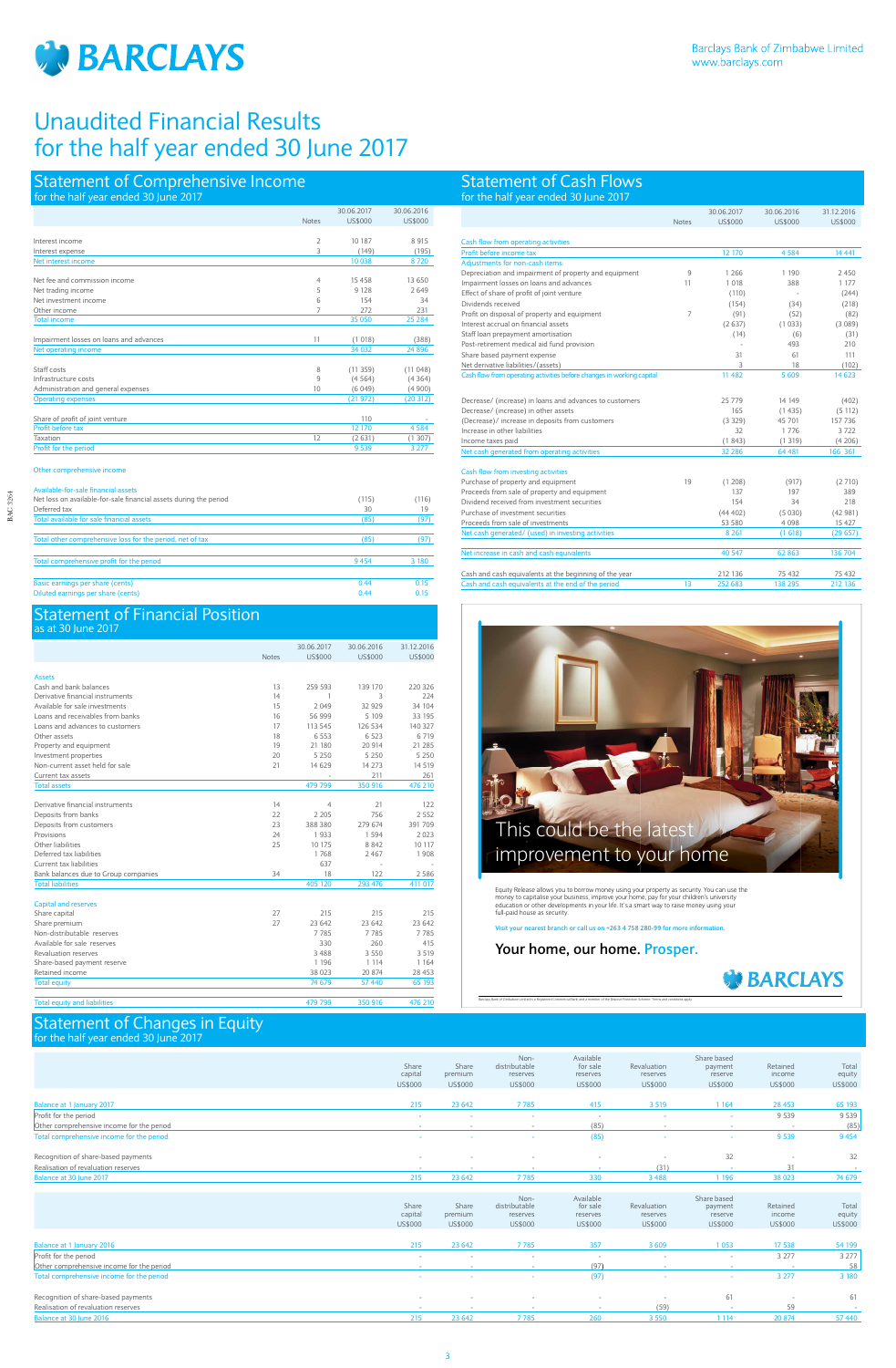# Unaudited Financial Results for the half year ended 30 June 2017

Barclays Bank of Zimbabwe Limited
www.barclays.com

## Statement of Comprehensive Income
for the half year ended 30 June 2017

| | Notes | 30.06.2017 US$000 | 30.06.2016 US$000 |
|---|---|---|---|
| Interest income | 2 | 10 187 | 8 915 |
| Interest expense | 3 | (149) | (195) |
| Net interest income | | 10 038 | 8 720 |
| Net fee and commission income | 4 | 15 458 | 13 650 |
| Net trading income | 5 | 9 128 | 2 649 |
| Net investment income | 6 | 154 | 34 |
| Other income | 7 | 272 | 231 |
| Total income | | 35 050 | 25 284 |
| Impairment losses on loans and advances | 11 | (1 018) | (388) |
| Net operating income | | 34 032 | 24 896 |
| Staff costs | 8 | (11 359) | (11 048) |
| Infrastructure costs | 9 | (4 564) | (4 364) |
| Administration and general expenses | 10 | (6 049) | (4 900) |
| Operating expenses | | (21 972) | (20 312) |
| Share of profit of joint venture | | 110 | - |
| Profit before tax | | 12 170 | 4 584 |
| Taxation | 12 | (2 631) | (1 307) |
| Profit for the period | | 9 539 | 3 277 |
| Other comprehensive income | | | |
| Available-for-sale financial assets | | | |
| Net loss on available-for-sale financial assets during the period | | (115) | (116) |
| Deferred tax | | 30 | 19 |
| Total available for sale financial assets | | (85) | (97) |
| Total other comprehensive loss for the period, net of tax | | (85) | (97) |
| Total comprehensive profit for the period | | 9 454 | 3 180 |
| Basic earnings per share (cents) | | 0.44 | 0.15 |
| Diluted earnings per share (cents) | | 0.44 | 0.15 |

## Statement of Financial Position
as at 30 June 2017

| | Notes | 30.06.2017 US$000 | 30.06.2016 US$000 | 31.12.2016 US$000 |
|---|---|---|---|---|
| **Assets** | | | | |
| Cash and bank balances | 13 | 259 593 | 139 170 | 220 326 |
| Derivative financial instruments | 14 | 1 | 3 | 224 |
| Available for sale investments | 15 | 2 049 | 32 929 | 34 104 |
| Loans and receivables from banks | 16 | 56 999 | 5 109 | 33 195 |
| Loans and advances to customers | 17 | 113 545 | 126 534 | 140 327 |
| Other assets | 18 | 6 553 | 6 523 | 6 719 |
| Property and equipment | 19 | 21 180 | 20 914 | 21 285 |
| Investment properties | 20 | 5 250 | 5 250 | 5 250 |
| Non-current asset held for sale | 21 | 14 629 | 14 273 | 14 519 |
| Current tax assets | | - | 211 | 261 |
| Total assets | | 479 799 | 350 916 | 476 210 |
| Derivative financial instruments | 14 | 4 | 21 | 122 |
| Deposits from banks | 22 | 2 205 | 756 | 2 552 |
| Deposits from customers | 23 | 388 380 | 279 674 | 391 709 |
| Provisions | 24 | 1 933 | 1 594 | 2 023 |
| Other liabilities | 25 | 10 175 | 8 842 | 10 117 |
| Deferred tax liabilities | | 1 768 | 2 467 | 1 908 |
| Current tax liabilities | | 637 | - | - |
| Bank balances due to Group companies | 34 | 18 | 122 | 2 586 |
| Total liabilities | | 405 120 | 293 476 | 411 017 |
| **Capital and reserves** | | | | |
| Share capital | 27 | 215 | 215 | 215 |
| Share premium | 27 | 23 642 | 23 642 | 23 642 |
| Non-distributable reserves | | 7 785 | 7 785 | 7 785 |
| Available for sale reserves | | 330 | 260 | 415 |
| Revaluation reserves | | 3 488 | 3 550 | 3 519 |
| Share-based payment reserve | | 1 196 | 1 114 | 1 164 |
| Retained income | | 38 023 | 20 874 | 28 453 |
| Total equity | | 74 679 | 57 440 | 65 193 |
| Total equity and liabilities | | 479 799 | 350 916 | 476 210 |

## Statement of Cash Flows
for the half year ended 30 June 2017

| | Notes | 30.06.2017 US$000 | 30.06.2016 US$000 | 31.12.2016 US$000 |
|---|---|---|---|---|
| Cash flow from operating activities | | | | |
| Profit before income tax | | 12 170 | 4 584 | 14 441 |
| Adjustments for non-cash items | | | | |
| Depreciation and impairment of property and equipment | 9 | 1 266 | 1 190 | 2 450 |
| Impairment losses on loans and advances | 11 | 1 018 | 388 | 1 177 |
| Effect of share of profit of joint venture | | (110) | - | (244) |
| Dividends received | | (154) | (34) | (218) |
| Profit on disposal of property and equipment | 7 | (91) | (52) | (82) |
| Interest accrual on financial assets | | (2 637) | (1 033) | (3 089) |
| Staff loan prepayment amortisation | | (14) | (6) | (31) |
| Post-retirement medical aid fund provision | | - | 493 | 210 |
| Share based payment expense | | 31 | 61 | 111 |
| Net derivative liabilities/(assets) | | 3 | 18 | (102) |
| Cash flow from operating activities before changes in working capital | | 11 482 | 5 609 | 14 623 |
| Decrease/ (increase) in loans and advances to customers | | 25 779 | 14 149 | (402) |
| Decrease/ (increase) in other assets | | 165 | (1 435) | (5 112) |
| (Decrease)/ increase in deposits from customers | | (3 329) | 45 701 | 157 736 |
| Increase in other liabilities | | 32 | 1 776 | 3 722 |
| Income taxes paid | | (1 843) | (1 319) | (4 206) |
| Net cash generated from operating activities | | 32 286 | 64 481 | 166 361 |
| Cash flow from investing activities | | | | |
| Purchase of property and equipment | 19 | (1 208) | (917) | (2 710) |
| Proceeds from sale of property and equipment | | 137 | 197 | 389 |
| Dividend received from investment securities | | 154 | 34 | 218 |
| Purchase of investment securities | | (44 402) | (5 030) | (42 981) |
| Proceeds from sale of investments | | 53 580 | 4 098 | 15 427 |
| Net cash generated/ (used) in investing activities | | 8 261 | (1 618) | (29 657) |
| Net increase in cash and cash equivalents | | 40 547 | 62 863 | 136 704 |
| Cash and cash equivalents at the beginning of the year | | 212 136 | 75 432 | 75 432 |
| Cash and cash equivalents at the end of the period | 13 | 252 683 | 138 295 | 212 136 |

This could be the latest improvement to your home

Equity Release allows you to borrow money using your property as security. You can use the money to capitalise your business, improve your home, pay for your children's university education or other developments in your life. It's a smart way to raise money using your full-paid house as security.

Visit your nearest branch or call us on +263 4 758 280-99 for more information.

**Your home, our home. Prosper.**

BARCLAYS

Barclays Bank of Zimbabwe Limited is a Registered Commercial Bank and a member of the Deposit Protection Scheme. Terms and conditions apply.

## Statement of Changes in Equity
for the half year ended 30 June 2017

| | Share capital US$000 | Share premium US$000 | Non-distributable reserves US$000 | Available for sale reserves US$000 | Revaluation reserves US$000 | Share based payment reserve US$000 | Retained income US$000 | Total equity US$000 |
|---|---|---|---|---|---|---|---|---|
| Balance at 1 January 2017 | 215 | 23 642 | 7 785 | 415 | 3 519 | 1 164 | 28 453 | 65 193 |
| Profit for the period | - | - | - | - | - | - | 9 539 | 9 539 |
| Other comprehensive income for the period | - | - | - | (85) | - | - | - | (85) |
| Total comprehensive income for the period | - | - | - | (85) | - | - | 9 539 | 9 454 |
| Recognition of share-based payments | - | - | - | - | - | 32 | - | 32 |
| Realisation of revaluation reserves | - | - | - | - | (31) | - | 31 | - |
| Balance at 30 June 2017 | 215 | 23 642 | 7 785 | 330 | 3 488 | 1 196 | 38 023 | 74 679 |

| | Share capital US$000 | Share premium US$000 | Non-distributable reserves US$000 | Available for sale reserves US$000 | Revaluation reserves US$000 | Share based payment reserve US$000 | Retained income US$000 | Total equity US$000 |
|---|---|---|---|---|---|---|---|---|
| Balance at 1 January 2016 | 215 | 23 642 | 7 785 | 357 | 3 609 | 1 053 | 17 538 | 54 199 |
| Profit for the period | - | - | - | - | - | - | 3 277 | 3 277 |
| Other comprehensive income for the period | - | - | - | (97) | - | - | - | 58 |
| Total comprehensive income for the period | - | - | - | (97) | - | - | 3 277 | 3 180 |
| Recognition of share-based payments | - | - | - | - | - | 61 | - | 61 |
| Realisation of revaluation reserves | - | - | - | - | (59) | - | 59 | - |
| Balance at 30 June 2016 | 215 | 23 642 | 7 785 | 260 | 3 550 | 1 114 | 20 874 | 57 440 |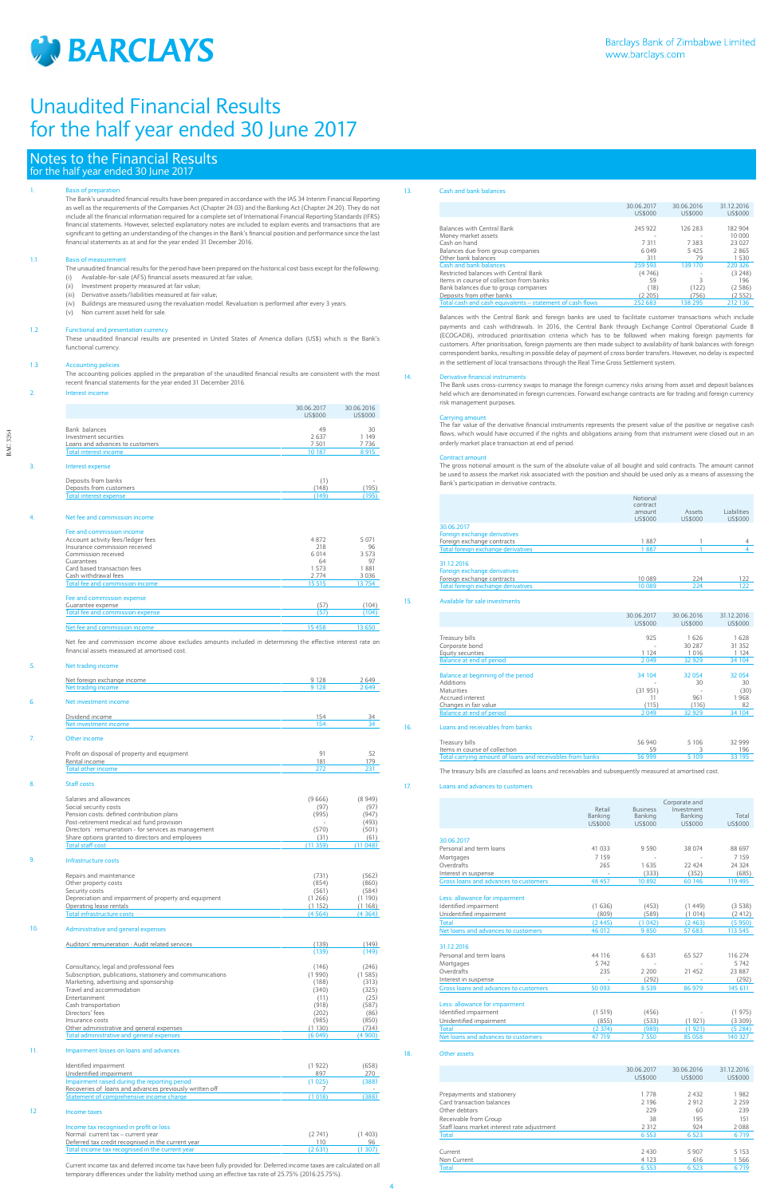# Unaudited Financial Results for the half year ended 30 June 2017

Barclays Bank of Zimbabwe Limited
www.barclays.com

## Notes to the Financial Results
for the half year ended 30 June 2017

### 1. Basis of preparation

The Bank's unaudited financial results have been prepared in accordance with the IAS 34 Interim Financial Reporting as well as the requirements of the Companies Act (Chapter 24.03) and the Banking Act (Chapter 24.20). They do not include all the financial information required for a complete set of International Financial Reporting Standards (IFRS) financial statements. However, selected explanatory notes are included to explain events and transactions that are significant to getting an understanding of the changes in the Bank's financial position and performance since the last financial statements as at and for the year ended 31 December 2016.

### 1.1 Basis of measurement

The unaudited financial results for the period have been prepared on the historical cost basis except for the following:
(i) Available-for-sale (AFS) financial assets measured at fair value;
(ii) Investment property measured at fair value;
(iii) Derivative assets/liabilities measured at fair value;
(iv) Buildings are measured using the revaluation model. Revaluation is performed after every 3 years.
(v) Non current asset held for sale.

### 1.2 Functional and presentation currency

These unaudited financial results are presented in United States of America dollars (US$) which is the Bank's functional currency.

### 1.3 Accounting policies

The accounting policies applied in the preparation of the unaudited financial results are consistent with the most recent financial statements for the year ended 31 December 2016.

### 2. Interest income

| | 30.06.2017 US$000 | 30.06.2016 US$000 |
|---|---|---|
| Bank balances | 49 | 30 |
| Investment securities | 2 637 | 1 149 |
| Loans and advances to customers | 7 501 | 7 736 |
| Total interest income | 10 187 | 8 915 |

### 3. Interest expense

| | 30.06.2017 US$000 | 30.06.2016 US$000 |
|---|---|---|
| Deposits from banks | (1) | - |
| Deposits from customers | (148) | (195) |
| Total interest expense | (149) | (195) |

### 4. Net fee and commission income

| | 30.06.2017 US$000 | 30.06.2016 US$000 |
|---|---|---|
| **Fee and commission income** | | |
| Account activity fees/ledger fees | 4 872 | 5 071 |
| Insurance commission received | 218 | 96 |
| Commission received | 6 014 | 3 573 |
| Guarantees | 64 | 97 |
| Card based transaction fees | 1 573 | 1 881 |
| Cash withdrawal fees | 2 774 | 3 036 |
| Total fee and commission income | 15 515 | 13 754 |
| **Fee and commission expense** | | |
| Guarantee expense | (57) | (104) |
| Total fee and commission expense | (57) | (104) |
| Net fee and commission income | 15 458 | 13 650 |

Net fee and commission income above excludes amounts included in determining the effective interest rate on financial assets measured at amortised cost.

### 5. Net trading income

| | 30.06.2017 US$000 | 30.06.2016 US$000 |
|---|---|---|
| Net foreign exchange income | 9 128 | 2 649 |
| Net trading income | 9 128 | 2 649 |

### 6. Net investment income

| | 30.06.2017 US$000 | 30.06.2016 US$000 |
|---|---|---|
| Dividend income | 154 | 34 |
| Net investment income | 154 | 34 |

### 7. Other income

| | 30.06.2017 US$000 | 30.06.2016 US$000 |
|---|---|---|
| Profit on disposal of property and equipment | 91 | 52 |
| Rental income | 181 | 179 |
| Total other income | 272 | 231 |

### 8. Staff costs

| | 30.06.2017 US$000 | 30.06.2016 US$000 |
|---|---|---|
| Salaries and allowances | (9 666) | (8 949) |
| Social security costs | (97) | (97) |
| Pension costs: defined contribution plans | (995) | (947) |
| Post-retirement medical aid fund provision | - | (493) |
| Directors' remuneration - for services as management | (570) | (501) |
| Share options granted to directors and employees | (31) | (61) |
| Total staff cost | (11 359) | (11 048) |

### 9. Infrastructure costs

| | 30.06.2017 US$000 | 30.06.2016 US$000 |
|---|---|---|
| Repairs and maintenance | (731) | (562) |
| Other property costs | (854) | (860) |
| Security costs | (561) | (584) |
| Depreciation and impairment of property and equipment | (1 266) | (1 190) |
| Operating lease rentals | (1 152) | (1 168) |
| Total infrastructure costs | (4 564) | (4 364) |

### 10. Administrative and general expenses

| | 30.06.2017 US$000 | 30.06.2016 US$000 |
|---|---|---|
| Auditors' remuneration : Audit related services | (139) | (149) |
| | (139) | (149) |
| Consultancy, legal and professional fees | (146) | (246) |
| Subscription, publications, stationery and communications | (1 990) | (1 585) |
| Marketing, advertising and sponsorship | (188) | (313) |
| Travel and accommodation | (340) | (325) |
| Entertainment | (11) | (25) |
| Cash transportation | (918) | (587) |
| Directors' fees | (202) | (86) |
| Insurance costs | (985) | (850) |
| Other administrative and general expenses | (1 130) | (734) |
| Total administrative and general expenses | (6 049) | (4 900) |

### 11. Impairment losses on loans and advances

| | 30.06.2017 US$000 | 30.06.2016 US$000 |
|---|---|---|
| Identified impairment | (1 922) | (658) |
| Unidentified impairment | 897 | 270 |
| Impairment raised during the reporting period | (1 025) | (388) |
| Recoveries of loans and advances previously written off | 7 | - |
| Statement of comprehensive income charge | (1 018) | (388) |

### 12. Income taxes

| | 30.06.2017 US$000 | 30.06.2016 US$000 |
|---|---|---|
| **Income tax recognised in profit or loss** | | |
| Normal current tax – current year | (2 741) | (1 403) |
| Deferred tax credit recognised in the current year | 110 | 96 |
| Total income tax recognised in the current year | (2 631) | (1 307) |

Current income tax and deferred income tax have been fully provided for. Deferred income taxes are calculated on all temporary differences under the liability method using an effective tax rate of 25.75% (2016:25.75%).

### 13. Cash and bank balances

| | 30.06.2017 US$000 | 30.06.2016 US$000 | 31.12.2016 US$000 |
|---|---|---|---|
| Balances with Central Bank | 245 922 | 126 283 | 182 904 |
| Money market assets | - | - | 10 000 |
| Cash on hand | 7 311 | 7 383 | 23 027 |
| Balances due from group companies | 6 049 | 5 425 | 2 865 |
| Other bank balances | 311 | 79 | 1 530 |
| Cash and bank balances | 259 593 | 139 170 | 220 326 |
| Restricted balances with Central Bank | (4 746) | - | (3 248) |
| Items in course of collection from banks | 59 | 3 | 196 |
| Bank balances due to group companies | (18) | (122) | (2 586) |
| Deposits from other banks | (2 205) | (756) | (2 552) |
| Total cash and cash equivalents – statement of cash flows | 252 683 | 138 295 | 212 136 |

Balances with the Central Bank and foreign banks are used to facilitate customer transactions which include payments and cash withdrawals. In 2016, the Central Bank through Exchange Control Operational Guide 8 (ECOGAD8), introduced prioritisation criteria which has to be followed when making foreign payments for customers. After prioritisation, foreign payments are then made subject to availability of bank balances with foreign correspondent banks, resulting in possible delay of payment of cross border transfers. However, no delay is expected in the settlement of local transactions through the Real Time Gross Settlement system.

### 14. Derivative financial instruments

The Bank uses cross-currency swaps to manage the foreign currency risks arising from asset and deposit balances held which are denominated in foreign currencies. Forward exchange contracts are for trading and foreign currency risk management purposes.

**Carrying amount**

The fair value of the derivative financial instruments represents the present value of the positive or negative cash flows, which would have occurred if the rights and obligations arising from that instrument were closed out in an orderly market place transaction at end of period.

**Contract amount**

The gross notional amount is the sum of the absolute value of all bought and sold contracts. The amount cannot be used to assess the market risk associated with the position and should be used only as a means of assessing the Bank's participation in derivative contracts.

| | Notional contract amount US$000 | Assets US$000 | Liabilities US$000 |
|---|---|---|---|
| **30.06.2017** | | | |
| Foreign exchange derivatives | | | |
| Foreign exchange contracts | 1 887 | 1 | 4 |
| Total foreign exchange derivatives | 1 887 | 1 | 4 |
| **31.12.2016** | | | |
| Foreign exchange derivatives | | | |
| Foreign exchange contracts | 10 089 | 224 | 122 |
| Total foreign exchange derivatives | 10 089 | 224 | 122 |

### 15. Available for sale investments

| | 30.06.2017 US$000 | 30.06.2016 US$000 | 31.12.2016 US$000 |
|---|---|---|---|
| Treasury bills | 925 | 1 626 | 1 628 |
| Corporate bond | - | 30 287 | 31 352 |
| Equity securities | 1 124 | 1 016 | 1 124 |
| Balance at end of period | 2 049 | 32 929 | 34 104 |
| Balance at beginning of the period | 34 104 | 32 054 | 32 054 |
| Additions | - | 30 | 30 |
| Maturities | (31 951) | - | (30) |
| Accrued interest | 11 | 961 | 1 968 |
| Changes in fair value | (115) | (116) | 82 |
| Balance at end of period | 2 049 | 32 929 | 34 104 |

### 16. Loans and receivables from banks

| | 30.06.2017 US$000 | 30.06.2016 US$000 | 31.12.2016 US$000 |
|---|---|---|---|
| Treasury bills | 56 940 | 5 106 | 32 999 |
| Items in course of collection | 59 | 3 | 196 |
| Total carrying amount of loans and receivables from banks | 56 999 | 5 109 | 33 195 |

The treasury bills are classified as loans and receivables and subsequently measured at amortised cost.

### 17. Loans and advances to customers

| | Retail Banking US$000 | Business Banking US$000 | Corporate and Investment Banking US$000 | Total US$000 |
|---|---|---|---|---|
| **30.06.2017** | | | | |
| Personal and term loans | 41 033 | 9 590 | 38 074 | 88 697 |
| Mortgages | 7 159 | - | - | 7 159 |
| Overdrafts | 265 | 1 635 | 22 424 | 24 324 |
| Interest in suspense | - | (333) | (352) | (685) |
| Gross loans and advances to customers | 48 457 | 10 892 | 60 146 | 119 495 |
| **Less: allowance for impairment** | | | | |
| Identified impairment | (1 636) | (453) | (1 449) | (3 538) |
| Unidentified impairment | (809) | (589) | (1 014) | (2 412) |
| Total | (2 445) | (1 042) | (2 463) | (5 950) |
| Net loans and advances to customers | 46 012 | 9 850 | 57 683 | 113 545 |
| **31.12.2016** | | | | |
| Personal and term loans | 44 116 | 6 631 | 65 527 | 116 274 |
| Mortgages | 5 742 | - | - | 5 742 |
| Overdrafts | 235 | 2 200 | 21 452 | 23 887 |
| Interest in suspense | - | (292) | - | (292) |
| Gross loans and advances to customers | 50 093 | 8 539 | 86 979 | 145 611 |
| **Less: allowance for impairment** | | | | |
| Identified impairment | (1 519) | (456) | - | (1 975) |
| Unidentified impairment | (855) | (533) | (1 921) | (3 309) |
| Total | (2 374) | (989) | (1 921) | (5 284) |
| Net loans and advances to customers | 47 719 | 7 550 | 85 058 | 140 327 |

### 18. Other assets

| | 30.06.2017 US$000 | 30.06.2016 US$000 | 31.12.2016 US$000 |
|---|---|---|---|
| Prepayments and stationery | 1 778 | 2 432 | 1 982 |
| Card transaction balances | 2 196 | 2 912 | 2 259 |
| Other debtors | 229 | 60 | 239 |
| Receivable from Group | 38 | 195 | 151 |
| Staff loans market interest rate adjustment | 2 312 | 924 | 2 088 |
| Total | 6 553 | 6 523 | 6 719 |
| Current | 2 430 | 5 907 | 5 153 |
| Non Current | 4 123 | 616 | 1 566 |
| Total | 6 553 | 6 523 | 6 719 |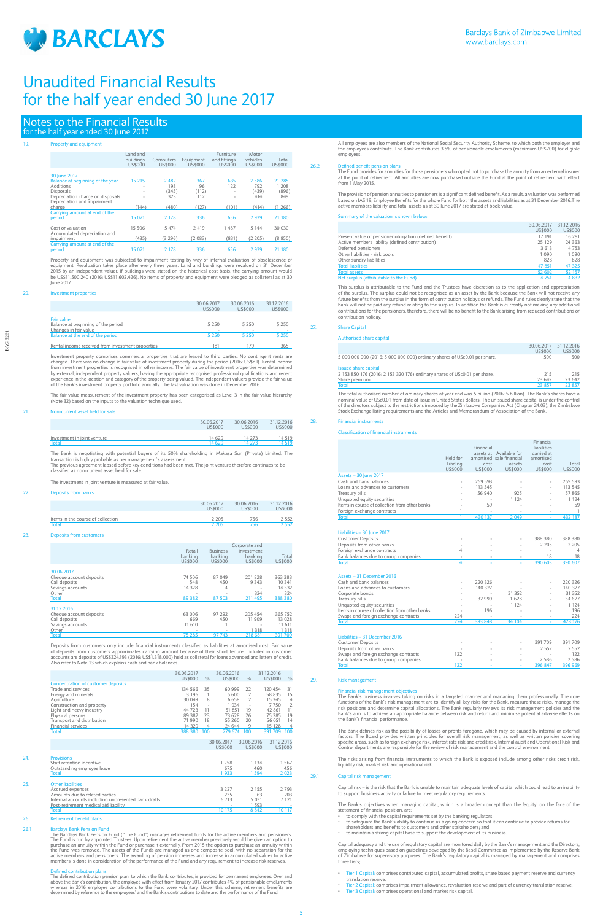# Unaudited Financial Results for the half year ended 30 June 2017

## Notes to the Financial Results
for the half year ended 30 June 2017

### 19. Property and equipment

| | Land and buildings US$000 | Computers US$000 | Equipment US$000 | Furniture and fittings US$000 | Motor vehicles US$000 | Total US$000 |
|---|---|---|---|---|---|---|
| **30 June 2017** | | | | | | |
| Balance at beginning of the year | 15 215 | 2 482 | 367 | 635 | 2 586 | 21 285 |
| Additions | - | 198 | 96 | 122 | 792 | 1 208 |
| Disposals | - | (345) | (112) | - | (439) | (896) |
| Depreciation charge on disposals | - | 323 | 112 | - | 414 | 849 |
| Depreciation and impairment charge | (144) | (480) | (127) | (101) | (414) | (1 266) |
| Carrying amount at end of the period | 15 071 | 2 178 | 336 | 656 | 2 939 | 21 180 |
| Cost or valuation | 15 506 | 5 474 | 2 419 | 1 487 | 5 144 | 30 030 |
| Accumulated depreciation and impairment | (435) | (3 296) | (2 083) | (831) | (2 205) | (8 850) |
| Carrying amount at end of the period | 15 071 | 2 178 | 336 | 656 | 2 939 | 21 180 |

Property and equipment was subjected to impairment testing by way of internal evaluation of obsolescence of equipment. Revaluation takes place after every three years. Land and buildings were revalued on 31 December 2015 by an independent valuer. If buildings were stated on the historical cost basis, the carrying amount would be US$11,500,240 (2016: US$11,602,426). No items of property and equipment were pledged as collateral as at 30 June 2017.

### 20. Investment properties

| | 30.06.2017 US$000 | 30.06.2016 US$000 | 31.12.2016 US$000 |
|---|---|---|---|
| **Fair value** | | | |
| Balance at beginning of the period | 5 250 | 5 250 | 5 250 |
| Changes in fair value | - | - | - |
| Balance at the end of the period | 5 250 | 5 250 | 5 250 |
| Rental income received from investment properties | 181 | 179 | 365 |

Investment property comprises commercial properties that are leased to third parties. No contingent rents are charged. There was no change in fair value of investment property during the period (2016: US$nil). Rental income from investment properties is recognised in other income. The fair value of investment properties was determined by external, independent property valuers, having the appropriate recognised professional qualifications and recent experience in the location and category of the property being valued. The independent valuers provide the fair value of the Bank's investment property portfolio annually. The last valuation was done in December 2016.

The fair value measurement of the investment property has been categorised as Level 3 in the fair value hierarchy (Note 32) based on the inputs to the valuation technique used.

### 21. Non-current asset held for sale

| | 30.06.2017 US$000 | 30.06.2016 US$000 | 31.12.2016 US$000 |
|---|---|---|---|
| Investment in joint venture | 14 629 | 14 273 | 14 519 |
| Total | 14 629 | 14 273 | 14 519 |

The Bank is negotiating with potential buyers of its 50% shareholding in Makasa Sun (Private) Limited. The transaction is highly probable as per management`s assessment.
The previous agreement lapsed before key conditions had been met. The joint venture therefore continues to be classified as non-current asset held for sale.

The investment in joint venture is measured at fair value.

### 22. Deposits from banks

| | 30.06.2017 US$000 | 30.06.2016 US$000 | 31.12.2016 US$000 |
|---|---|---|---|
| Items in the course of collection | 2 205 | 756 | 2 552 |
| Total | 2 205 | 756 | 2 552 |

### 23. Deposits from customers

| | Retail banking US$000 | Business banking US$000 | Corporate and investment banking US$000 | Total US$000 |
|---|---|---|---|---|
| **30.06.2017** | | | | |
| Cheque account deposits | 74 506 | 87 049 | 201 828 | 363 383 |
| Call deposits | 548 | 450 | 9 343 | 10 341 |
| Savings accounts | 14 328 | 4 | - | 14 332 |
| Other | - | - | 324 | 324 |
| Total | 89 382 | 87 503 | 211 495 | 388 380 |
| **31.12.2016** | | | | |
| Cheque account deposits | 63 006 | 97 292 | 205 454 | 365 752 |
| Call deposits | 669 | 450 | 11 909 | 13 028 |
| Savings accounts | 11 610 | 1 | - | 11 611 |
| Other | - | - | 1 318 | 1 318 |
| Total | 75 285 | 97 743 | 218 681 | 391 709 |

Deposits from customers only include financial instruments classified as liabilities at amortised cost. Fair value of deposits from customers approximates carrying amount because of their short tenure. Included in customer accounts are deposits of US$324,193 (2016: US$1,318,000) held as collateral for loans advanced and letters of credit. Also refer to Note 13 which explains cash and bank balances.

| | 30.06.2017 US$000 | % | 30.06.2016 US$000 | % | 31.12.2016 US$000 | % |
|---|---|---|---|---|---|---|
| **Concentration of customer deposits** | | | | | | |
| Trade and services | 134 566 | 35 | 60 999 | 22 | 120 454 | 31 |
| Energy and minerals | 3 196 | 1 | 5 600 | 2 | 58 835 | 15 |
| Agriculture | 30 049 | 8 | 6 658 | 2 | 15 345 | 4 |
| Construction and property | 154 | - | 1 034 | - | 7 750 | 2 |
| Light and heavy industry | 44 723 | 11 | 51 851 | 19 | 42 861 | 11 |
| Physical persons | 89 382 | 23 | 73 628 | 26 | 75 285 | 19 |
| Transport and distribution | 71 990 | 18 | 55 260 | 20 | 56 051 | 14 |
| Financial services | 14 320 | 4 | 24 644 | 9 | 15 128 | 4 |
| Total | 388 380 | 100 | 279 674 | 100 | 391 709 | 100 |

| | 30.06.2017 US$000 | 30.06.2016 US$000 | 31.12.2016 US$000 |
|---|---|---|---|
| **24. Provisions** | | | |
| Staff retention incentive | 1 258 | 1 134 | 1 567 |
| Outstanding employee leave | 675 | 460 | 456 |
| Total | 1 933 | 1 594 | 2 023 |
| **25. Other liabilities** | | | |
| Accrued expenses | 3 227 | 2 155 | 2 793 |
| Amounts due to related parties | 235 | 63 | 203 |
| Internal accounts including unpresented bank drafts | 6 713 | 5 031 | 7 121 |
| Post-retirement medical aid liability | - | 1 593 | - |
| Total | 10 175 | 8 842 | 10 117 |

### 26. Retirement benefit plans

#### 26.1 Barclays Bank Pension Fund

The Barclays Bank Pension Fund ("The Fund") manages retirement funds for the active members and pensioners. The Fund is run by appointed Trustees. Upon retirement the active member previously would be given an option to purchase an annuity within the Fund or purchase it externally. From 2015 the option to purchase an annuity within the Fund was removed. The assets of the Funds are managed as one composite pool, with no separation for the active members and pensioners. The awarding of pension increases and increase in accumulated values to active members is done in consideration of the performance of the Fund and any requirement to increase risk reserves.

**Defined contribution plans**

The defined contribution pension plan, to which the Bank contributes, is provided for permanent employees. Over and above the Bank's contribution, the employee with effect from January 2017 contributes 4% of pensionable emoluments whereas in 2016 employee contributions to the Fund were voluntary. Under this scheme, retirement benefits are determined by reference to the employees' and the Bank's contributions to date and the performance of the Fund.

All employees are also members of the National Social Security Authority Scheme, to which both the employer and the employees contribute. The Bank contributes 3.5% of pensionable emoluments (maximum US$700) for eligible employees.

#### 26.2 Defined benefit pension plans

The Fund provides for annuities for those pensioners who opted not to purchase the annuity from an external insurer at the point of retirement. All annuities are now purchased outside the Fund at the point of retirement with effect from 1 May 2015.

The provision of pension annuities to pensioners is a significant defined benefit. As a result, a valuation was performed based on IAS 19; Employee Benefits for the whole Fund for both the assets and liabilities as at 31 December 2016.The active members liability and total assets as at 30 June 2017 are stated at book value.

**Summary of the valuation is shown below:**

| | 30.06.2017 US$000 | 31.12.2016 US$000 |
|---|---|---|
| Present value of pensioner obligation (defined benefit) | 17 191 | 16 291 |
| Active members liability (defined contribution) | 25 129 | 24 363 |
| Deferred pensioners | 3 613 | 4 753 |
| Other liabilities - risk pools | 1 090 | 1 090 |
| Other sundry liabilities | 828 | 828 |
| Total liabilities | 47 851 | 47 325 |
| Total assets | 52 602 | 52 157 |
| Net surplus (attributable to the Fund) | 4 751 | 4 832 |

This surplus is attributable to the Fund and the Trustees have discretion as to the application and appropriation of the surplus. The surplus could not be recognised as an asset by the Bank because the Bank will not receive any future benefits from the surplus in the form of contribution holidays or refunds. The Fund rules clearly state that the Bank will not be paid any refund relating to the surplus. In addition the Bank is currently not making any additional contributions for the pensioners, therefore, there will be no benefit to the Bank arising from reduced contributions or contribution holiday.

### 27. Share Capital

**Authorised share capital**

| | 30.06.2017 US$000 | 31.12.2016 US$000 |
|---|---|---|
| 5 000 000 000 (2016: 5 000 000 000) ordinary shares of USc0.01 per share. | 500 | 500 |
| **Issued share capital** | | |
| 2 153 850 176 (2016: 2 153 320 176) ordinary shares of USc0.01 per share. | 215 | 215 |
| Share premium | 23 642 | 23 642 |
| Total | 23 857 | 23 857 |

The total authorised number of ordinary shares at year end was 5 billion (2016: 5 billion). The Bank's shares have a nominal value of USc0,01 from date of issue in United States dollars. The unissued share capital is under the control of the directors subject to the restrictions imposed by the Zimbabwe Companies Act (Chapter 24:03), the Zimbabwe Stock Exchange listing requirements and the Articles and Memorandum of Association of the Bank.

### 28. Financial instruments

**Classification of financial instruments**

| | Held for Trading US$000 | Financial assets at amortised cost US$000 | Available for sale financial assets US$000 | Financial liabilities carried at amortised cost US$000 | Total US$000 |
|---|---|---|---|---|---|
| **Assets – 30 June 2017** | | | | | |
| Cash and bank balances | - | 259 593 | - | - | 259 593 |
| Loans and advances to customers | - | 113 545 | - | - | 113 545 |
| Treasury bills | - | 56 940 | 925 | - | 57 865 |
| Unquoted equity securities | - | - | 1 124 | - | 1 124 |
| Items in course of collection from other banks | - | 59 | - | - | 59 |
| Foreign exchange contracts | 1 | - | - | - | 1 |
| Total | 1 | 430 137 | 2 049 | - | 432 187 |
| **Liabilities – 30 June 2017** | | | | | |
| Customer Deposits | - | - | - | 388 380 | 388 380 |
| Deposits from other banks | - | - | - | 2 205 | 2 205 |
| Foreign exchange contracts | 4 | - | - | - | 4 |
| Bank balances due to group companies | - | - | - | 18 | 18 |
| Total | 4 | - | - | 390 603 | 390 607 |
| **Assets – 31 December 2016** | | | | | |
| Cash and bank balances | - | 220 326 | - | - | 220 326 |
| Loans and advances to customers | - | 140 327 | - | - | 140 327 |
| Corporate bonds | - | - | 31 352 | - | 31 352 |
| Treasury bills | - | 32 999 | 1 628 | - | 34 627 |
| Unquoted equity securities | - | - | 1 124 | - | 1 124 |
| Items in course of collection from other banks | - | 196 | - | - | 196 |
| Swaps and foreign exchange contracts | 224 | - | - | - | 224 |
| Total | 224 | 393 848 | 34 104 | - | 428 176 |
| **Liabilities – 31 December 2016** | | | | | |
| Customer Deposits | - | - | - | 391 709 | 391 709 |
| Deposits from other banks | - | - | - | 2 552 | 2 552 |
| Swaps and foreign exchange contracts | 122 | - | - | - | 122 |
| Bank balances due to group companies | - | - | - | 2 586 | 2 586 |
| Total | 122 | - | - | 396 847 | 396 969 |

### 29. Risk management

**Financial risk management objectives**

The Bank's business involves taking on risks in a targeted manner and managing them professionally. The core functions of the Bank's risk management are to identify all key risks for the Bank, measure these risks, manage the risk positions and determine capital allocations. The Bank regularly reviews its risk management policies and the Bank's aim is to achieve an appropriate balance between risk and return and minimise potential adverse effects on the Bank's financial performance.

The Bank defines risk as the possibility of losses or profits foregone, which may be caused by internal or external factors. The Board provides written principles for overall risk management, as well as written policies covering specific areas, such as foreign exchange risk, interest rate risk and credit risk. Internal audit and Operational Risk and Control departments are responsible for the review of risk management and the control environment.

The risks arising from financial instruments to which the Bank is exposed include among other risks credit risk, liquidity risk, market risk and operational risk.

#### 29.1 Capital risk management

Capital risk – is the risk that the Bank is unable to maintain adequate levels of capital which could lead to an inability to support business activity or failure to meet regulatory requirements.

The Bank's objectives when managing capital, which is a broader concept than the 'equity' on the face of the statement of financial position, are:

- to comply with the capital requirements set by the banking regulators;
- to safeguard the Bank's ability to continue as a going concern so that it can continue to provide returns for shareholders and benefits to customers and other stakeholders; and
- to maintain a strong capital base to support the development of its business.

Capital adequacy and the use of regulatory capital are monitored daily by the Bank's management and the Directors, employing techniques based on guidelines developed by the Basel Committee as implemented by the Reserve Bank of Zimbabwe for supervisory purposes. The Bank's regulatory capital is managed by management and comprises three tiers;

- Tier 1 Capital: comprises contributed capital, accumulated profits, share based payment reserve and currency translation reserve.
- Tier 2 Capital: comprises impairment allowance, revaluation reserve and part of currency translation reserve.
- Tier 3 Capital: comprises operational and market risk capital.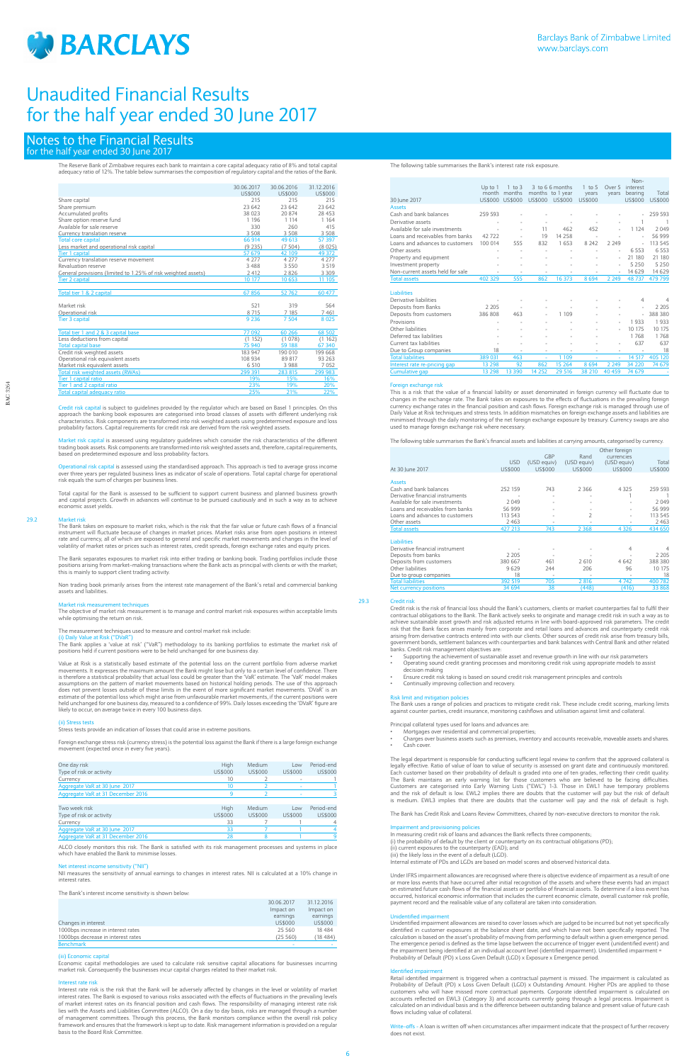# Unaudited Financial Results for the half year ended 30 June 2017

## Notes to the Financial Results for the half year ended 30 June 2017

The Reserve Bank of Zimbabwe requires each bank to maintain a core capital adequacy ratio of 8% and total capital adequacy ratio of 12%. The table below summarises the composition of regulatory capital and the ratios of the Bank.

| | 30.06.2017 US$000 | 30.06.2016 US$000 | 31.12.2016 US$000 |
|---|---|---|---|
| Share capital | 215 | 215 | 215 |
| Share premium | 23 642 | 23 642 | 23 642 |
| Accumulated profits | 38 023 | 20 874 | 28 453 |
| Share option reserve fund | 1 196 | 1 114 | 1 164 |
| Available for sale reserve | 330 | 260 | 415 |
| Currency translation reserve | 3 508 | 3 508 | 3 508 |
| Total core capital | 66 914 | 49 613 | 57 397 |
| Less market and operational risk capital | (9 235) | (7 504) | (8 025) |
| Tier 1 capital | 57 679 | 42 109 | 49 372 |
| Currency translation reserve movement | 4 277 | 4 277 | 4 277 |
| Revaluation reserve | 3 488 | 3 550 | 3 519 |
| General provisions (limited to 1.25% of risk weighted assets) | 2 412 | 2 826 | 3 309 |
| Tier 2 capital | 10 177 | 10 653 | 11 105 |
| | | | |
| Total tier 1 & 2 capital | 67 856 | 52 762 | 60 477 |
| | | | |
| Market risk | 521 | 319 | 564 |
| Operational risk | 8 715 | 7 185 | 7 461 |
| Tier 3 capital | 9 236 | 7 504 | 8 025 |
| | | | |
| Total tier 1 and 2 & 3 capital base | 77 092 | 60 266 | 68 502 |
| Less deductions from capital | (1 152) | (1 078) | (1 162) |
| Total capital base | 75 940 | 59 188 | 67 340 |
| Credit risk weighted assets | 183 947 | 190 010 | 199 668 |
| Operational risk equivalent assets | 108 934 | 89 817 | 93 263 |
| Market risk equivalent assets | 6 510 | 3 988 | 7 052 |
| Total risk weighted assets (RWAs) | 299 391 | 283 815 | 299 983 |
| Tier 1 capital ratio | 19% | 15% | 16% |
| Tier 1 and 2 capital ratio | 23% | 19% | 20% |
| Total capital adequacy ratio | 25% | 21% | 22% |

Credit risk capital is subject to guidelines provided by the regulator which are based on Basel 1 principles. On this approach the banking book exposures are categorised into broad classes of assets with different underlying risk characteristics. Risk components are transformed into risk weighted assets using predetermined exposure and loss probability factors. Capital requirements for credit risk are derived from the risk weighted assets.

Market risk capital is assessed using regulatory guidelines which consider the risk characteristics of the different trading book assets. Risk components are transformed into risk weighted assets and, therefore, capital requirements, based on predetermined exposure and loss probability factors.

Operational risk capital is assessed using the standardised approach. This approach is tied to average gross income over three years per regulated business lines as indicator of scale of operations. Total capital charge for operational risk equals the sum of charges per business lines.

Total capital for the Bank is assessed to be sufficient to support current business and planned business growth and capital projects. Growth in advances will continue to be pursued cautiously and in such a way as to achieve economic asset yields.

### 29.2 Market risk

The Bank takes on exposure to market risks, which is the risk that the fair value or future cash flows of a financial instrument will fluctuate because of changes in market prices. Market risks arise from open positions in interest rate and currency, all of which are exposed to general and specific market movements and changes in the level of volatility of market rates or prices such as interest rates, credit spreads, foreign exchange rates and equity prices.

The Bank separates exposures to market risk into either trading or banking book. Trading portfolios include those positions arising from market-making transactions where the Bank acts as principal with clients or with the market; this is mainly to support client trading activity.

Non trading book primarily arises from the interest rate management of the Bank's retail and commercial banking assets and liabilities.

#### Market risk measurement techniques

The objective of market risk measurement is to manage and control market risk exposures within acceptable limits while optimising the return on risk.

The measurement techniques used to measure and control market risk include:

(i) Daily Value at Risk ("DVaR")

The Bank applies a 'value at risk' ("VaR") methodology to its banking portfolios to estimate the market risk of positions held if current positions were to be held unchanged for one business day.

Value at Risk is a statistically based estimate of the potential loss on the current portfolio from adverse market movements. It expresses the maximum amount the Bank might lose but only to a certain level of confidence. There is therefore a statistical probability that actual loss could be greater than the 'VaR' estimate. The 'VaR' model makes assumptions on the pattern of market movements based on historical holding periods. The use of this approach does not prevent losses outside of these limits in the event of more significant market movements. 'DVaR' is an estimate of the potential loss which might arise from unfavourable market movements, if the current positions were held unchanged for one business day, measured to a confidence of 99%. Daily losses exceeding the 'DVaR' figure are likely to occur, on average twice in every 100 business days.

(ii) Stress tests

Stress tests provide an indication of losses that could arise in extreme positions.

Foreign exchange stress risk (currency stress) is the potential loss against the Bank if there is a large foreign exchange movement (expected once in every five years).

| One day risk<br>Type of risk or activity | High US$000 | Medium US$000 | Low US$000 | Period-end US$000 |
|---|---|---|---|---|
| Currency | 10 | 2 | - | 1 |
| Aggregate VaR at 30 June 2017 | 10 | 2 | - | 1 |
| Aggregate VaR at 31 December 2016 | 9 | 2 | - | 3 |

| Two week risk<br>Type of risk or activity | High US$000 | Medium US$000 | Low US$000 | Period-end US$000 |
|---|---|---|---|---|
| Currency | 33 | 7 | 1 | 4 |
| Aggregate VaR at 30 June 2017 | 33 | 7 | 1 | 4 |
| Aggregate VaR at 31 December 2016 | 28 | 8 | 1 | 9 |

ALCO closely monitors this risk. The Bank is satisfied with its risk management processes and systems in place which have enabled the Bank to minimise losses.

#### Net interest income sensitivity ("NII")

NII measures the sensitivity of annual earnings to changes in interest rates. NII is calculated at a 10% change in interest rates.

The Bank's interest income sensitivity is shown below:

| Changes in interest | 30.06.2017 Impact on earnings US$000 | 31.12.2016 Impact on earnings US$000 |
|---|---|---|
| 1000bps increase in interest rates | 25 560 | 18 484 |
| 1000bps decrease in interest rates | (25 560) | (18 484) |
| Benchmark | - | - |

(iii) Economic capital

Economic capital methodologies are used to calculate risk sensitive capital allocations for businesses incurring market risk. Consequently the businesses incur capital charges related to their market risk.

#### Interest rate risk

Interest rate risk is the risk that the Bank will be adversely affected by changes in the level or volatility of market interest rates. The Bank is exposed to various risks associated with the effects of fluctuations in the prevailing levels of market interest rates on its financial position and cash flows. The responsibility of managing interest rate risk lies with the Assets and Liabilities Committee (ALCO). On a day to day basis, risks are managed through a number of management committees. Through this process, the Bank monitors compliance within the overall risk policy framework and ensures that the framework is kept up to date. Risk management information is provided on a regular basis to the Board Risk Committee.

The following table summarises the Bank's interest rate risk exposure.

| 30 June 2017 | Up to 1 month US$000 | 1 to 3 months US$000 | 3 to 6 months US$000 | 6 months to 1 year US$000 | 1 to 5 years US$000 | Over 5 years | Non-interest bearing US$000 | Total US$000 |
|---|---|---|---|---|---|---|---|---|
| **Assets** | | | | | | | | |
| Cash and bank balances | 259 593 | - | - | - | - | - | - | 259 593 |
| Derivative assets | - | - | - | - | - | - | 1 | 1 |
| Available for sale investments | - | - | 11 | 462 | 452 | - | 1 124 | 2 049 |
| Loans and receivables from banks | 42 722 | - | 19 | 14 258 | - | - | - | 56 999 |
| Loans and advances to customers | 100 014 | 555 | 832 | 1 653 | 8 242 | 2 249 | - | 113 545 |
| Other assets | - | - | - | - | - | - | 6 553 | 6 553 |
| Property and equipment | - | - | - | - | - | - | 21 180 | 21 180 |
| Investment property | - | - | - | - | - | - | 5 250 | 5 250 |
| Non-current assets held for sale | - | - | - | - | - | - | 14 629 | 14 629 |
| Total assets | 402 329 | 555 | 862 | 16 373 | 8 694 | 2 249 | 48 737 | 479 799 |
| | | | | | | | | |
| **Liabilities** | | | | | | | | |
| Derivative liabilities | - | - | - | - | - | - | 4 | 4 |
| Deposits from Banks | 2 205 | - | - | - | - | - | - | 2 205 |
| Deposits from customers | 386 808 | 463 | - | 1 109 | - | - | - | 388 380 |
| Provisions | - | - | - | - | - | - | 1 933 | 1 933 |
| Other liabilities | - | - | - | - | - | - | 10 175 | 10 175 |
| Deferred tax liabilities | - | - | - | - | - | - | 1 768 | 1 768 |
| Current tax liabilities | - | - | - | - | - | - | 637 | 637 |
| Due to Group companies | 18 | - | - | - | - | - | - | 18 |
| Total liabilities | 389 031 | 463 | - | 1 109 | - | - | 14 517 | 405 120 |
| Interest rate re-pricing gap | 13 298 | 92 | 862 | 15 264 | 8 694 | 2 249 | 34 220 | 74 679 |
| Cumulative gap | 13 298 | 13 390 | 14 252 | 29 516 | 38 210 | 40 459 | 74 679 | - |

#### Foreign exchange risk

This is a risk that the value of a financial liability or asset denominated in foreign currency will fluctuate due to changes in the exchange rate. The Bank takes on exposures to the effects of fluctuations in the prevailing foreign currency exchange rates in the financial position and cash flows. Foreign exchange risk is managed through use of Daily Value at Risk techniques and stress tests. In addition mismatches on foreign exchange assets and liabilities are minimised through the daily monitoring of the net foreign exchange exposure by treasury. Currency swaps are also used to manage foreign exchange risk where necessary.

The following table summarises the Bank's financial assets and liabilities at carrying amounts, categorised by currency.

| At 30 June 2017 | USD US$000 | GBP (USD equiv) US$000 | Rand (USD equiv) US$000 | Other foreign currencies (USD equiv) US$000 | Total US$000 |
|---|---|---|---|---|---|
| **Assets** | | | | | |
| Cash and bank balances | 252 159 | 743 | 2 366 | 4 325 | 259 593 |
| Derivative financial instruments | - | - | - | 1 | 1 |
| Available for sale investments | 2 049 | - | - | - | 2 049 |
| Loans and receivables from banks | 56 999 | - | - | - | 56 999 |
| Loans and advances to customers | 113 543 | - | 2 | - | 113 545 |
| Other assets | 2 463 | - | - | - | 2 463 |
| Total assets | 427 213 | 743 | 2 368 | 4 326 | 434 650 |
| | | | | | |
| **Liabilities** | | | | | |
| Derivative financial instrument | - | - | - | 4 | 4 |
| Deposits from banks | 2 205 | - | - | - | 2 205 |
| Deposits from customers | 380 667 | 461 | 2 610 | 4 642 | 388 380 |
| Other liabilities | 9 629 | 244 | 206 | 96 | 10 175 |
| Due to group companies | 18 | - | - | - | 18 |
| Total liabilities | 392 519 | 705 | 2 816 | 4 742 | 400 782 |
| Net currency positions | 34 694 | 38 | (448) | (416) | 33 868 |

### 29.3 Credit risk

Credit risk is the risk of financial loss should the Bank's customers, clients or market counterparties fail to fulfil their contractual obligations to the Bank. The Bank actively seeks to originate and manage credit risk in such a way as to achieve sustainable asset growth and risk adjusted returns in line with board-approved risk parameters. The credit risk that the Bank faces arises mainly from corporate and retail loans and advances and counterparty credit risk arising from derivative contracts entered into with our clients. Other sources of credit risk arise from treasury bills, government bonds, settlement balances with counterparties and bank balances with Central Bank and other related banks. Credit risk management objectives are:

- Supporting the achievement of sustainable asset and revenue growth in line with our risk parameters
- Operating sound credit granting processes and monitoring credit risk using appropriate models to assist decision making
- Ensure credit risk taking is based on sound credit risk management principles and controls
- Continually improving collection and recovery.

#### Risk limit and mitigation policies

The Bank uses a range of policies and practices to mitigate credit risk. These include credit scoring, marking limits against counter parties, credit insurance, monitoring cashflows and utilisation against limit and collateral.

Principal collateral types used for loans and advances are:

- Mortgages over residential and commercial properties;
- Charges over business assets such as premises, inventory and accounts receivable, moveable assets and shares.
- Cash cover.

The legal department is responsible for conducting sufficient legal review to confirm that the approved collateral is legally effective. Ratio of value of loan to value of security is assessed on grant date and continuously monitored. Each customer based on their probability of default is graded into one of ten categories, reflecting their credit quality. The Bank maintains an early warning list for those customers who are believed to be facing difficulties. Customers are categorised into Early Warning Lists ("EWL") 1-3. Those in EWL1 have temporary problems and the risk of default is low. EWL2 implies there are doubts that the customer will pay but the risk of default is medium. EWL3 implies that there are doubts that the customer will pay and the risk of default is high.

The Bank has Credit Risk and Loans Review Committees, chaired by non-executive directors to monitor the risk.

#### Impairment and provisioning policies

In measuring credit risk of loans and advances the Bank reflects three components;

(i) the probability of default by the client or counterparty on its contractual obligations (PD);

(ii) current exposures to the counterparty (EAD); and

(iii) the likely loss in the event of a default (LGD).

Internal estimate of PDs and LGDs are based on model scores and observed historical data.

Under IFRS impairment allowances are recognised where there is objective evidence of impairment as a result of one or more loss events that have occurred after initial recognition of the assets and where these events had an impact on estimated future cash flows of the financial assets or portfolio of financial assets. To determine if a loss event has occurred, historical economic information that includes the current economic climate, overall customer risk profile, payment record and the realisable value of any collateral are taken into consideration.

#### Unidentified impairment

Unidentified impairment allowances are raised to cover losses which are judged to be incurred but not yet specifically identified in customer exposures at the balance sheet date, and which have not been specifically reported. The calculation is based on the asset's probability of moving from performing to default within a given emergence period. The emergence period is defined as the time lapse between the occurrence of trigger event (unidentified event) and the impairment being identified at an individual account level (identified impairment). Unidentified impairment = Probability of Default (PD) x Loss Given Default (LGD) x Exposure x Emergence period.

#### Identified impairment

Retail identified impairment is triggered when a contractual payment is missed. The impairment is calculated as Probability of Default (PD) x Loss Given Default (LGD) x Outstanding Amount. Higher PDs are applied to those customers who will have missed more contractual payments. Corporate identified impairment is calculated on accounts reflected on EWL3 (Category 3) and accounts currently going through a legal process. Impairment is calculated on an individual basis and is the difference between outstanding balance and present value of future cash flows including value of collateral.

Write-offs - A loan is written off when circumstances after impairment indicate that the prospect of further recovery does not exist.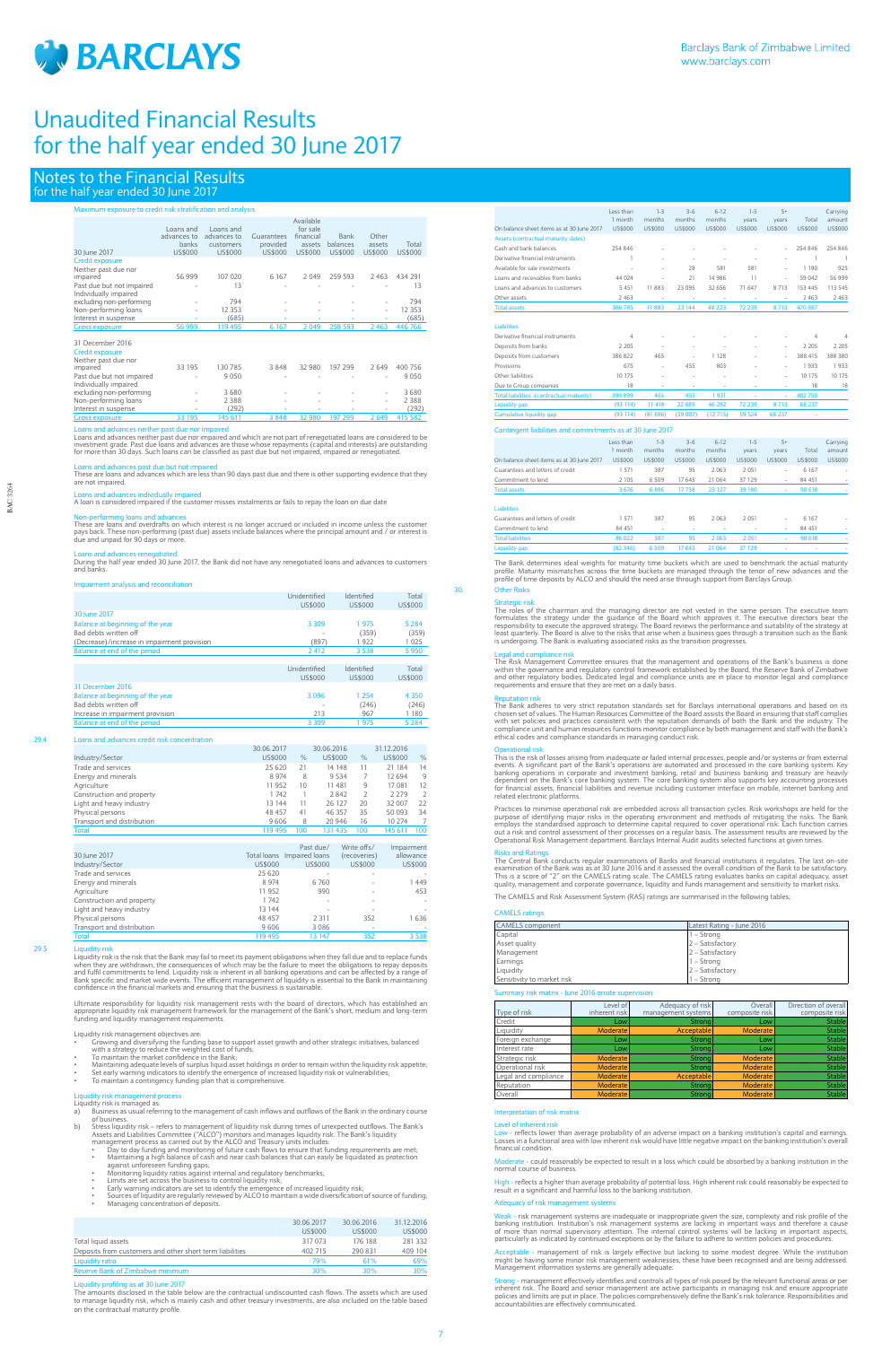# Unaudited Financial Results for the half year ended 30 June 2017

## Notes to the Financial Results
for the half year ended 30 June 2017

### Maximum exposure to credit risk stratification and analysis

| 30 June 2017 | Loans and advances to banks US$000 | Loans and advances to customers US$000 | Guarantees provided US$000 | Available for sale financial assets US$000 | Bank balances US$000 | Other assets US$000 | Total US$000 |
|---|---|---|---|---|---|---|---|
| Credit exposure | | | | | | | |
| Neither past due nor impaired | 56 999 | 107 020 | 6 167 | 2 049 | 259 593 | 2 463 | 434 291 |
| Past due but not impaired | - | 13 | - | - | - | - | 13 |
| Individually impaired excluding non-performing | - | 794 | - | - | - | - | 794 |
| Non-performing loans | - | 12 353 | - | - | - | - | 12 353 |
| Interest in suspense | - | (685) | - | - | - | - | (685) |
| Gross exposure | 56 999 | 119 495 | 6 167 | 2 049 | 259 593 | 2 463 | 446 766 |
| **31 December 2016** | | | | | | | |
| Credit exposure | | | | | | | |
| Neither past due nor impaired | 33 195 | 130 785 | 3 848 | 32 980 | 197 299 | 2 649 | 400 756 |
| Past due but not impaired | - | 9 050 | - | - | - | - | 9 050 |
| Individually impaired excluding non-performing | - | 3 680 | - | - | - | - | 3 680 |
| Non-performing loans | - | 2 388 | - | - | - | - | 2 388 |
| Interest in suspense | - | (292) | - | - | - | - | (292) |
| Gross exposure | 33 195 | 145 611 | 3 848 | 32 980 | 197 299 | 2 649 | 415 582 |

**Loans and advances neither past due nor impaired**
Loans and advances neither past due nor impaired and which are not part of renegotiated loans are considered to be investment grade. Past due loans and advances are those whose repayments (capital and interests) are outstanding for more than 30 days. Such loans can be classified as past due but not impaired, impaired or renegotiated.

**Loans and advances past due but not impaired**
These are loans and advances which are less than 90 days past due and there is other supporting evidence that they are not impaired.

**Loans and advances individually impaired**
A loan is considered impaired if the customer misses instalments or fails to repay the loan on due date

**Non-performing loans and advances**
These are loans and overdrafts on which interest is no longer accrued or included in income unless the customer pays back. These non-performing (past due) assets include balances where the principal amount and / or interest is due and unpaid for 90 days or more.

**Loans and advances renegotiated**
During the half year ended 30 June 2017, the Bank did not have any renegotiated loans and advances to customers and banks.

### Impairment analysis and reconciliation

| | Unidentified US$000 | Identified US$000 | Total US$000 |
|---|---|---|---|
| **30 June 2017** | | | |
| Balance at beginning of the year | 3 309 | 1 975 | 5 284 |
| Bad debts written off | - | (359) | (359) |
| (Decrease)/increase in impairment provision | (897) | 1 922 | 1 025 |
| Balance at end of the period | 2 412 | 3 538 | 5 950 |

| | Unidentified US$000 | Identified US$000 | Total US$000 |
|---|---|---|---|
| **31 December 2016** | | | |
| Balance at beginning of the year | 3 096 | 1 254 | 4 350 |
| Bad debts written off | - | (246) | (246) |
| Increase in impairment provision | 213 | 967 | 1 180 |
| Balance at end of the period | 3 309 | 1 975 | 5 284 |

### 29.4 Loans and advances credit risk concentration

| Industry/Sector | 30.06.2017 US$000 | % | 30.06.2016 US$000 | % | 31.12.2016 US$000 | % |
|---|---|---|---|---|---|---|
| Trade and services | 25 620 | 21 | 14 148 | 11 | 21 184 | 14 |
| Energy and minerals | 8 974 | 8 | 9 534 | 7 | 12 694 | 9 |
| Agriculture | 11 952 | 10 | 11 481 | 9 | 17 081 | 12 |
| Construction and property | 1 742 | 1 | 2 842 | 2 | 2 279 | 2 |
| Light and heavy industry | 13 144 | 11 | 26 127 | 20 | 32 007 | 22 |
| Physical persons | 48 457 | 41 | 46 357 | 35 | 50 093 | 34 |
| Transport and distribution | 9 606 | 8 | 20 946 | 16 | 10 274 | 7 |
| Total | 119 495 | 100 | 131 435 | 100 | 145 611 | 100 |

| 30 June 2017 Industry/Sector | Total loans US$000 | Past due/ Impaired loans US$000 | Write offs/ (recoveries) US$000 | Impairment allowance US$000 |
|---|---|---|---|---|
| Trade and services | 25 620 | - | - | - |
| Energy and minerals | 8 974 | 6 760 | - | 1 449 |
| Agriculture | 11 952 | 990 | - | 453 |
| Construction and property | 1 742 | - | - | - |
| Light and heavy industry | 13 144 | - | - | - |
| Physical persons | 48 457 | 2 311 | 352 | 1 636 |
| Transport and distribution | 9 606 | 3 086 | - | - |
| Total | 119 495 | 13 147 | 352 | 3 538 |

### 29.5 Liquidity risk

Liquidity risk is the risk that the Bank may fail to meet its payment obligations when they fall due and to replace funds when they are withdrawn, the consequences of which may be the failure to meet the obligations to repay deposits and fulfil commitments to lend. Liquidity risk is inherent in all banking operations and can be affected by a range of Bank specific and market wide events. The efficient management of liquidity is essential to the Bank in maintaining confidence in the markets and ensuring that the business is sustainable.

Ultimate responsibility for liquidity risk management rests with the board of directors, which has established an appropriate liquidity risk management framework for the management of the Bank's short, medium and long-term funding and liquidity management requirements.

Liquidity risk management objectives are:
- Growing and diversifying the funding base to support asset growth and other strategic initiatives, balanced with a strategy to reduce the weighted cost of funds;
- To maintain the market confidence in the Bank;
- Maintaining adequate levels of surplus liquid asset holdings in order to remain within the liquidity risk appetite;
- Set early warning indicators to identify the emergence of increased liquidity risk or vulnerabilities;
- To maintain a contingency funding plan that is comprehensive.

**Liquidity risk management process**
Liquidity risk is managed as:
a) Business as usual referring to the management of cash inflows and outflows of the Bank in the ordinary course of business.
b) Stress liquidity risk – refers to management of liquidity risk during times of unexpected outflows. The Bank's Assets and Liabilities Committee ("ALCO") monitors and manages liquidity risk. The Bank's liquidity management process as carried out by the ALCO and Treasury units includes:
   - Day to day funding and monitoring of future cash flows to ensure that funding requirements are met;
   - Maintaining a high balance of cash and near cash balances that can easily be liquidated as protection against unforeseen funding gaps;
   - Monitoring liquidity ratios against internal and regulatory benchmarks;
   - Limits are set across the business to control liquidity risk;
   - Early warning indicators are set to identify the emergence of increased liquidity risk;
   - Sources of liquidity are regularly reviewed by ALCO to maintain a wide diversification of source of funding;
   - Managing concentration of deposits.

| | 30.06.2017 US$000 | 30.06.2016 US$000 | 31.12.2016 US$000 |
|---|---|---|---|
| Total liquid assets | 317 073 | 176 188 | 281 332 |
| Deposits from customers and other short term liabilities | 402 715 | 290 831 | 409 104 |
| Liquidity ratio | 79% | 61% | 69% |
| Reserve Bank of Zimbabwe minimum | 30% | 30% | 30% |

**Liquidity profiling as at 30 June 2017**
The amounts disclosed in the table below are the contractual undiscounted cash flows. The assets which are used to manage liquidity risk, which is mainly cash and other treasury investments, are also included on the table based on the contractual maturity profile.

| On balance sheet items as at 30 June 2017 | Less than 1 month US$000 | 1-3 months US$000 | 3-6 months US$000 | 6-12 months US$000 | 1-5 years US$000 | 5+ years US$000 | Total US$000 | Carrying amount US$000 |
|---|---|---|---|---|---|---|---|---|
| Assets (contractual maturity dates) | | | | | | | | |
| Cash and bank balances | 254 846 | - | - | - | - | - | 254 846 | 254 846 |
| Derivative financial instruments | 1 | - | - | - | - | - | 1 | 1 |
| Available for sale investments | - | - | 28 | 581 | 581 | - | 1 190 | 925 |
| Loans and receivables from banks | 44 024 | - | 21 | 14 986 | 11 | - | 59 042 | 56 999 |
| Loans and advances to customers | 5 451 | 11 883 | 23 095 | 32 656 | 71 647 | 8 713 | 153 445 | 113 545 |
| Other assets | 2 463 | - | - | - | - | - | 2 463 | 2 463 |
| Total assets | 306 785 | 11 883 | 23 144 | 48 223 | 72 239 | 8 713 | 470 987 | |
| Liabilities | | | | | | | | |
| Derivative financial instruments | 4 | - | - | - | - | - | 4 | 4 |
| Deposits from banks | 2 205 | - | - | - | - | - | 2 205 | 2 205 |
| Deposits from customers | 386 822 | 465 | - | 1 128 | - | - | 388 415 | 388 380 |
| Provisions | 675 | - | 455 | 803 | - | - | 1 933 | 1 933 |
| Other liabilities | 10 175 | - | - | - | - | - | 10 175 | 10 175 |
| Due to Group companies | 18 | - | - | - | - | - | 18 | 18 |
| Total liabilities - (contractual maturity) | 399 899 | 465 | 455 | 1 931 | - | - | 402 750 | |
| Liquidity gap | (93 114) | 11 418 | 22 689 | 46 292 | 72 239 | 8 713 | 68 237 | |
| Cumulative liquidity gap | (93 114) | (81 696) | (59 007) | (12 715) | 59 524 | 68 237 | - | |

**Contingent liabilities and commitments as at 30 June 2017**

| On balance sheet items as at 30 June 2017 | Less than 1 month US$000 | 1-3 months US$000 | 3-6 months US$000 | 6-12 months US$000 | 1-5 years US$000 | 5+ years US$000 | Total US$000 | Carrying amount US$000 |
|---|---|---|---|---|---|---|---|---|
| Guarantees and letters of credit | 1 571 | 387 | 95 | 2 063 | 2 051 | - | 6 167 | - |
| Commitment to lend | 2 105 | 6 509 | 17 643 | 21 064 | 37 129 | - | 84 451 | - |
| Total assets | 3 676 | 6 896 | 17 738 | 23 127 | 39 180 | - | 90 618 | - |
| Liabilities | | | | | | | | |
| Guarantees and letters of credit | 1 571 | 387 | 95 | 2 063 | 2 051 | - | 6 167 | - |
| Commitment to lend | 84 451 | - | - | - | - | - | 84 451 | - |
| Total liabilities | 86 022 | 387 | 95 | 2 063 | 2 051 | - | 90 618 | - |
| Liquidity gap | (82 346) | 6 509 | 17 643 | 21 064 | 37 129 | - | - | - |

The Bank determines ideal weights for maturity time buckets which are used to benchmark the actual maturity profile. Maturity mismatches across the time buckets are managed through the tenor of new advances and the profile of time deposits by ALCO and should the need arise through support from Barclays Group.

### 30. Other Risks

**Strategic risk**
The roles of the chairman and the managing director are not vested in the same person. The executive team formulates the strategy under the guidance of the Board which approves it. The executive directors bear the responsibility to execute the approved strategy. The Board reviews the performance and the suitability of the strategy at least quarterly. The Board is alive to the risks that arise when a business goes through a transition such as the Bank is undergoing. The Bank is evaluating associated risks as the transition progresses.

**Legal and compliance risk**
The Risk Management Committee ensures that the management and operations of the Bank's business is done within the governance and regulatory control framework established by the Board, the Reserve Bank of Zimbabwe and other regulatory bodies. Dedicated legal and compliance units are in place to monitor legal and compliance requirements and ensure that they are met on a daily basis.

**Reputation risk**
The Bank adheres to very strict reputation standards set for Barclays international operations and based on its chosen set of values. The Human Resources Committee of the Board assists the Board in ensuring that staff complies with set policies and practices consistent with the reputation demands of both the Bank and the industry. The compliance unit and human resources functions monitor compliance by both management and staff with the Bank's ethical codes and compliance standards in managing conduct risk.

**Operational risk**
This is the risk of losses arising from inadequate or failed internal processes, people and/or systems or from external events. A significant part of the Bank's operations are automated and processed in the core banking system. Key banking operations in corporate and investment banking, retail and business banking and treasury are heavily dependent on the Bank's core banking system. The core banking system also supports key accounting processes for financial assets, financial liabilities and revenue including customer interface on mobile, internet banking and related electronic platforms.

Practices to minimise operational risk are embedded across all transaction cycles. Risk workshops are held for the purpose of identifying major risks in the operating environment and methods of mitigating the risks. The Bank employs the standardised approach to determine capital required to cover operational risk. Each function carries out a risk and control assessment of their processes on a regular basis. The assessment results are reviewed by the Operational Risk Management department. Barclays Internal Audit audits selected functions at given times.

**Risks and Ratings**
The Central Bank conducts regular examinations of Banks and financial institutions it regulates. The last on-site examination of the Bank was as at 30 June 2016 and it assessed the overall condition of the Bank to be satisfactory. This is a score of "2" on the CAMELS rating scale. The CAMELS rating evaluates banks on capital adequacy, asset quality, management and corporate governance, liquidity and funds management and sensitivity to market risks.

The CAMELS and Risk Assessment System (RAS) ratings are summarised in the following tables;

**CAMELS ratings**

| CAMELS component | Latest Rating - June 2016 |
|---|---|
| Capital | 1 – Strong |
| Asset quality | 2 – Satisfactory |
| Management | 2 – Satisfactory |
| Earnings | 1 – Strong |
| Liquidity | 2 – Satisfactory |
| Sensitivity to market risk | 1 – Strong |

**Summary risk matrix - June 2016 onsite supervision**

| Type of risk | Level of inherent risk | Adequacy of risk management systems | Overall composite risk | Direction of overall composite risk |
|---|---|---|---|---|
| Credit | Low | Strong | Low | Stable |
| Liquidity | Moderate | Acceptable | Moderate | Stable |
| Foreign exchange | Low | Strong | Low | Stable |
| Interest rate | Low | Strong | Low | Stable |
| Strategic risk | Moderate | Strong | Moderate | Stable |
| Operational risk | Moderate | Strong | Moderate | Stable |
| Legal and compliance | Moderate | Acceptable | Moderate | Stable |
| Reputation | Moderate | Strong | Moderate | Stable |
| Overall | Moderate | Strong | Moderate | Stable |

**Interpretation of risk matrix**

**Level of inherent risk**
Low - reflects lower than average probability of an adverse impact on a banking institution's capital and earnings. Losses in a functional area with low inherent risk would have little negative impact on the banking institution's overall financial condition.

Moderate - could reasonably be expected to result in a loss which could be absorbed by a banking institution in the normal course of business.

High - reflects a higher than average probability of potential loss. High inherent risk could reasonably be expected to result in a significant and harmful loss to the banking institution.

**Adequacy of risk management systems**
Weak - risk management systems are inadequate or inappropriate given the size, complexity and risk profile of the banking institution. Institution's risk management systems are lacking in important ways and therefore a cause of more than normal supervisory attention. The internal control systems will be lacking in important aspects, particularly as indicated by continued exceptions or by the failure to adhere to written policies and procedures.

Acceptable - management of risk is largely effective but lacking to some modest degree. While the institution might be having some minor risk management weaknesses, these have been recognised and are being addressed. Management information systems are generally adequate.

Strong - management effectively identifies and controls all types of risk posed by the relevant functional areas or per inherent risk. The Board and senior management are active participants in managing risk and ensure appropriate policies and limits are put in place. The policies comprehensively define the Bank's risk tolerance. Responsibilities and accountabilities are effectively communicated.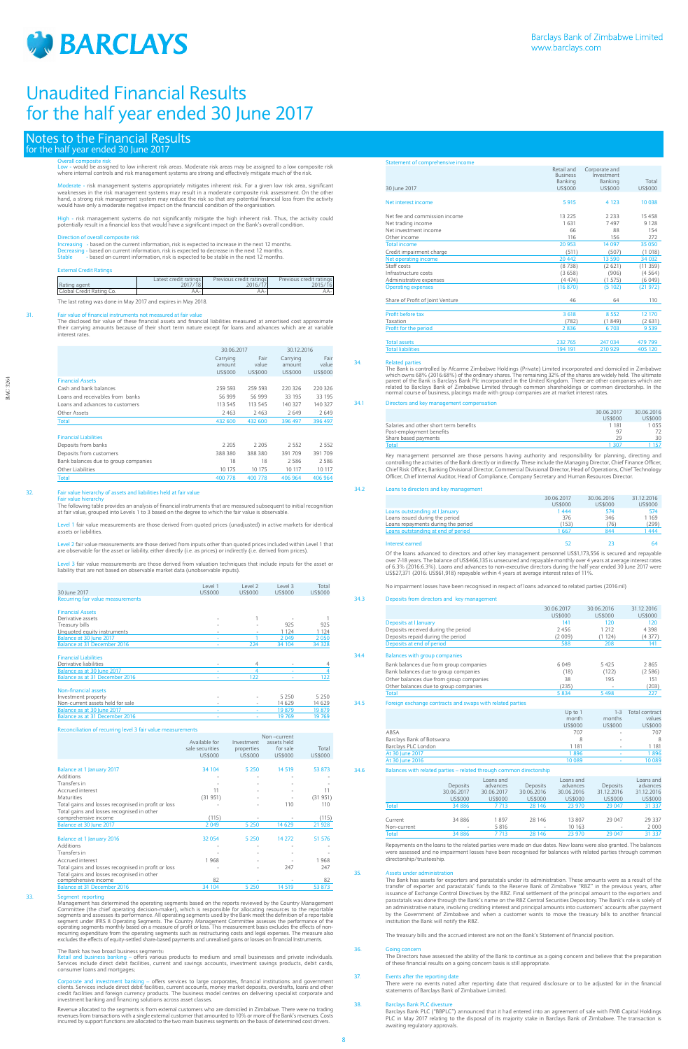# Unaudited Financial Results for the half year ended 30 June 2017

## Notes to the Financial Results for the half year ended 30 June 2017

**Overall composite risk**

Low - would be assigned to low inherent risk areas. Moderate risk areas may be assigned to a low composite risk where internal controls and risk management systems are strong and effectively mitigate much of the risk.

Moderate - risk management systems appropriately mitigates inherent risk. For a given low risk area, significant weaknesses in the risk management systems may result in a moderate composite risk assessment. On the other hand, a strong risk management system may reduce the risk so that any potential financial loss from the activity would have only a moderate negative impact on the financial condition of the organisation.

High - risk management systems do not significantly mitigate the high inherent risk. Thus, the activity could potentially result in a financial loss that would have a significant impact on the Bank's overall condition.

**Direction of overall composite risk**

Increasing - based on the current information, risk is expected to increase in the next 12 months.
Decreasing - based on current information, risk is expected to decrease in the next 12 months.
Stable - based on current information, risk is expected to be stable in the next 12 months.

**External Credit Ratings**

| Rating agent | Latest credit ratings 2017/18 | Previous credit ratings 2016/17 | Previous credit ratings 2015/16 |
|---|---|---|---|
| Global Credit Rating Co. | AA- | AA- | AA- |

The last rating was done in May 2017 and expires in May 2018.

### 31. Fair value of financial instruments not measured at fair value

The disclosed fair value of these financial assets and financial liabilities measured at amortised cost approximate their carrying amounts because of their short term nature except for loans and advances which are at variable interest rates.

| | 30.06.2017 | | 30.12.2016 | |
|---|---|---|---|---|
| | Carrying amount US$000 | Fair value US$000 | Carrying amount US$000 | Fair value US$000 |
| **Financial Assets** | | | | |
| Cash and bank balances | 259 593 | 259 593 | 220 326 | 220 326 |
| Loans and receivables from banks | 56 999 | 56 999 | 33 195 | 33 195 |
| Loans and advances to customers | 113 545 | 113 545 | 140 327 | 140 327 |
| Other Assets | 2 463 | 2 463 | 2 649 | 2 649 |
| Total | 432 600 | 432 600 | 396 497 | 396 497 |
| **Financial Liabilities** | | | | |
| Deposits from banks | 2 205 | 2 205 | 2 552 | 2 552 |
| Deposits from customers | 388 380 | 388 380 | 391 709 | 391 709 |
| Bank balances due to group companies | 18 | 18 | 2 586 | 2 586 |
| Other Liabilities | 10 175 | 10 175 | 10 117 | 10 117 |
| Total | 400 778 | 400 778 | 406 964 | 406 964 |

### 32. Fair value hierarchy of assets and liabilities held at fair value

**Fair value hierarchy**

The following table provides an analysis of financial instruments that are measured subsequent to initial recognition at fair value, grouped into Levels 1 to 3 based on the degree to which the fair value is observable.

Level 1 fair value measurements are those derived from quoted prices (unadjusted) in active markets for identical assets or liabilities.

Level 2 fair value measurements are those derived from inputs other than quoted prices included within Level 1 that are observable for the asset or liability, either directly (i.e. as prices) or indirectly (i.e. derived from prices).

Level 3 fair value measurements are those derived from valuation techniques that include inputs for the asset or liability that are not based on observable market data (unobservable inputs).

| 30 June 2017 | Level 1 US$000 | Level 2 US$000 | Level 3 US$000 | Total US$000 |
|---|---|---|---|---|
| **Recurring fair value measurements** | | | | |
| **Financial Assets** | | | | |
| Derivative assets | - | 1 | - | 1 |
| Treasury bills | - | - | 925 | 925 |
| Unquoted equity instruments | - | - | 1 124 | 1 124 |
| Balance at 30 June 2017 | - | 1 | 2 049 | 2 050 |
| Balance at 31 December 2016 | - | 224 | 34 104 | 34 328 |
| **Financial Liabilities** | | | | |
| Derivative liabilities | - | 4 | - | 4 |
| Balance as at 30 June 2017 | - | 4 | - | 4 |
| Balance as at 31 December 2016 | - | 122 | - | 122 |
| **Non-financial assets** | | | | |
| Investment property | - | - | 5 250 | 5 250 |
| Non-current assets held for sale | - | - | 14 629 | 14 629 |
| Balance as at 30 June 2017 | - | - | 19 879 | 19 879 |
| Balance as at 31 December 2016 | - | - | 19 769 | 19 769 |

**Reconciliation of recurring level 3 fair value measurements**

| | Available for sale securities US$000 | Investment properties US$000 | Non-current assets held for sale US$000 | Total US$000 |
|---|---|---|---|---|
| Balance at 1 January 2017 | 34 104 | 5 250 | 14 519 | 53 873 |
| Additions | - | - | - | - |
| Transfers in | - | - | - | - |
| Accrued interest | 11 | - | - | 11 |
| Maturities | (31 951) | - | - | (31 951) |
| Total gains and losses recognised in profit or loss | - | - | 110 | 110 |
| Total gains and losses recognised in other comprehensive income | (115) | - | - | (115) |
| Balance at 30 June 2017 | 2 049 | 5 250 | 14 629 | 21 928 |
| Balance at 1 January 2016 | 32 054 | 5 250 | 14 272 | 51 576 |
| Additions | - | - | - | - |
| Transfers in | - | - | - | - |
| Accrued interest | 1 968 | - | - | 1 968 |
| Total gains and losses recognised in profit or loss | - | - | 247 | 247 |
| Total gains and losses recognised in other comprehensive income | 82 | - | - | 82 |
| Balance at 31 December 2016 | 34 104 | 5 250 | 14 519 | 53 873 |

### 33. Segment reporting

Management has determined the operating segments based on the reports reviewed by the Country Management Committee (the chief operating decision-maker), which is responsible for allocating resources to the reportable segments and assesses its performance. All operating segments used by the Bank meet the definition of a reportable segment under IFRS 8 Operating Segments. The Country Management Committee assesses the performance of the operating segments monthly based on a measure of profit or loss. This measurement basis excludes the effects of non-recurring expenditure from the operating segments such as restructuring costs and legal expenses. The measure also excludes the effects of equity-settled share-based payments and unrealised gains or losses on financial instruments.

The Bank has two broad business segments:

Retail and business banking – offers various products to medium and small businesses and private individuals. Services include direct debit facilities, current and savings accounts, investment savings products, debit cards, consumer loans and mortgages;

Corporate and investment banking – offers services to large corporates, financial institutions and government clients. Services include direct debit facilities, current accounts, money market deposits, overdrafts, loans and other credit facilities and foreign currency products. The business model centres on delivering specialist corporate and investment banking and financing solutions across asset classes.

Revenue allocated to the segments is from external customers who are domiciled in Zimbabwe. There were no trading revenues from transactions with a single external customer that amounted to 10% or more of the Bank's revenues. Costs incurred by support functions are allocated to the two main business segments on the basis of determined cost drivers.

**Statement of comprehensive income**

| 30 June 2017 | Retail and Business Banking US$000 | Corporate and Investment Banking US$000 | Total US$000 |
|---|---|---|---|
| Net interest income | 5 915 | 4 123 | 10 038 |
| Net fee and commission income | 13 225 | 2 233 | 15 458 |
| Net trading income | 1 631 | 7 497 | 9 128 |
| Net investment income | 66 | 88 | 154 |
| Other income | 116 | 156 | 272 |
| Total income | 20 953 | 14 097 | 35 050 |
| Credit impairment charge | (511) | (507) | (1 018) |
| Net operating income | 20 442 | 13 590 | 34 032 |
| Staff costs | (8 738) | (2 621) | (11 359) |
| Infrastructure costs | (3 658) | (906) | (4 564) |
| Administrative expenses | (4 474) | (1 575) | (6 049) |
| Operating expenses | (16 870) | (5 102) | (21 972) |
| Share of Profit of Joint Venture | 46 | 64 | 110 |
| Profit before tax | 3 618 | 8 552 | 12 170 |
| Taxation | (782) | (1 849) | (2 631) |
| Profit for the period | 2 836 | 6 703 | 9 539 |
| Total assets | 232 765 | 247 034 | 479 799 |
| Total liabilities | 194 191 | 210 929 | 405 120 |

### 34. Related parties

The Bank is controlled by Afcarme Zimbabwe Holdings (Private) Limited incorporated and domiciled in Zimbabwe which owns 68% (2016:68%) of the ordinary shares. The remaining 32% of the shares are widely held. The ultimate parent of the Bank is Barclays Bank Plc incorporated in the United Kingdom. There are other companies which are related to Barclays Bank of Zimbabwe Limited through common shareholdings or common directorship. In the normal course of business, placings made with group companies are at market interest rates.

#### 34.1 Directors and key management compensation

| | 30.06.2017 US$000 | 30.06.2016 US$000 |
|---|---|---|
| Salaries and other short term benefits | 1 181 | 1 055 |
| Post-employment benefits | 97 | 72 |
| Share based payments | 29 | 30 |
| Total | 1 307 | 1 157 |

Key management personnel are those persons having authority and responsibility for planning, directing and controlling the activities of the Bank directly or indirectly. These include the Managing Director, Chief Finance Officer, Chief Risk Officer, Banking Divisional Director, Commercial Divisional Director, Head of Operations, Chief Technology Officer, Chief Internal Auditor, Head of Compliance, Company Secretary and Human Resources Director.

#### 34.2 Loans to directors and key management

| | 30.06.2017 US$000 | 30.06.2016 US$000 | 31.12.2016 US$000 |
|---|---|---|---|
| Loans outstanding at 1 January | 1 444 | 574 | 574 |
| Loans issued during the period | 376 | 346 | 1 169 |
| Loans repayments during the period | (153) | (76) | (299) |
| Loans outstanding at end of period | 1 667 | 844 | 1 444 |
| Interest earned | 52 | 23 | 64 |

Of the loans advanced to directors and other key management personnel US$1,173,556 is secured and repayable over 7-18 years. The balance of US$466,135 is unsecured and repayable monthly over 4 years at average interest rates of 6.3% (2016:6.3%). Loans and advances to non-executive directors during the half year ended 30 June 2017 were US$27,371 (2016: US$61,918) repayable within 4 years at average interest rates of 11%.

No impairment losses have been recognised in respect of loans advanced to related parties (2016:nil)

#### 34.3 Deposits from directors and key management

| | 30.06.2017 US$000 | 30.06.2016 US$000 | 31.12.2016 US$000 |
|---|---|---|---|
| Deposits at 1 January | 141 | 120 | 120 |
| Deposits received during the period | 2 456 | 1 212 | 4 398 |
| Deposits repaid during the period | (2 009) | (1 124) | (4 377) |
| Deposits at end of period | 588 | 208 | 141 |

#### 34.4 Balances with group companies

| | 30.06.2017 US$000 | 30.06.2016 US$000 | 31.12.2016 US$000 |
|---|---|---|---|
| Bank balances due from group companies | 6 049 | 5 425 | 2 865 |
| Bank balances due to group companies | (18) | (122) | (2 586) |
| Other balances due from group companies | 38 | 195 | 151 |
| Other balances due to group companies | (235) | - | (203) |
| Total | 5 834 | 5 498 | 227 |

#### 34.5 Foreign exchange contracts and swaps with related parties

| | Up to 1 month US$000 | 1-3 months US$000 | Total contract values US$000 |
|---|---|---|---|
| ABSA | 707 | - | 707 |
| Barclays Bank of Botswana | 8 | - | 8 |
| Barclays PLC London | 1 181 | - | 1 181 |
| At 30 June 2017 | 1 896 | - | 1 896 |
| At 30 June 2016 | 10 089 | - | 10 089 |

#### 34.6 Balances with related parties – related through common directorship

| | Deposits 30.06.2017 US$000 | Loans and advances 30.06.2017 US$000 | Deposits 30.06.2016 US$000 | Loans and advances 30.06.2016 US$000 | Deposits 31.12.2016 US$000 | Loans and advances 31.12.2016 US$000 |
|---|---|---|---|---|---|---|
| Total | 34 886 | 7 713 | 28 146 | 23 970 | 29 047 | 31 337 |
| Current | 34 886 | 1 897 | 28 146 | 13 807 | 29 047 | 29 337 |
| Non-current | - | 5 816 | - | 10 163 | - | 2 000 |
| Total | 34 886 | 7 713 | 28 146 | 23 970 | 29 047 | 31 337 |

Repayments on the loans to the related parties were made on due dates. New loans were also granted. The balances were assessed and no impairment losses have been recognised for balances with related parties through common directorship/trusteeship.

### 35. Assets under administration

The Bank has assets for exporters and parastatals under its administration. These amounts were as a result of the transfer of exporter and parastatals' funds to the Reserve Bank of Zimbabwe "RBZ" in the previous years, after issuance of Exchange Control Directives by the RBZ. Final settlement of the principal amount to the exporters and parastatals was done through the Bank's name on the RBZ Central Securities Depository. The Bank's role is solely of an administrative nature, involving crediting interest and principal amounts into customers' accounts after payment by the Government of Zimbabwe and when a customer wants to move the treasury bills to another financial institution the Bank will notify the RBZ.

The treasury bills and the accrued interest are not on the Bank's Statement of financial position.

### 36. Going concern

The Directors have assessed the ability of the Bank to continue as a going concern and believe that the preparation of these financial results on a going concern basis is still appropriate.

### 37. Events after the reporting date

There were no events noted after reporting date that required disclosure or to be adjusted for in the financial statements of Barclays Bank of Zimbabwe Limited.

### 38. Barclays Bank PLC divesture

Barclays Bank PLC ("BBPLC") announced that it had entered into an agreement of sale with FMB Capital Holdings PLC in May 2017 relating to the disposal of its majority stake in Barclays Bank of Zimbabwe. The transaction is awaiting regulatory approvals.